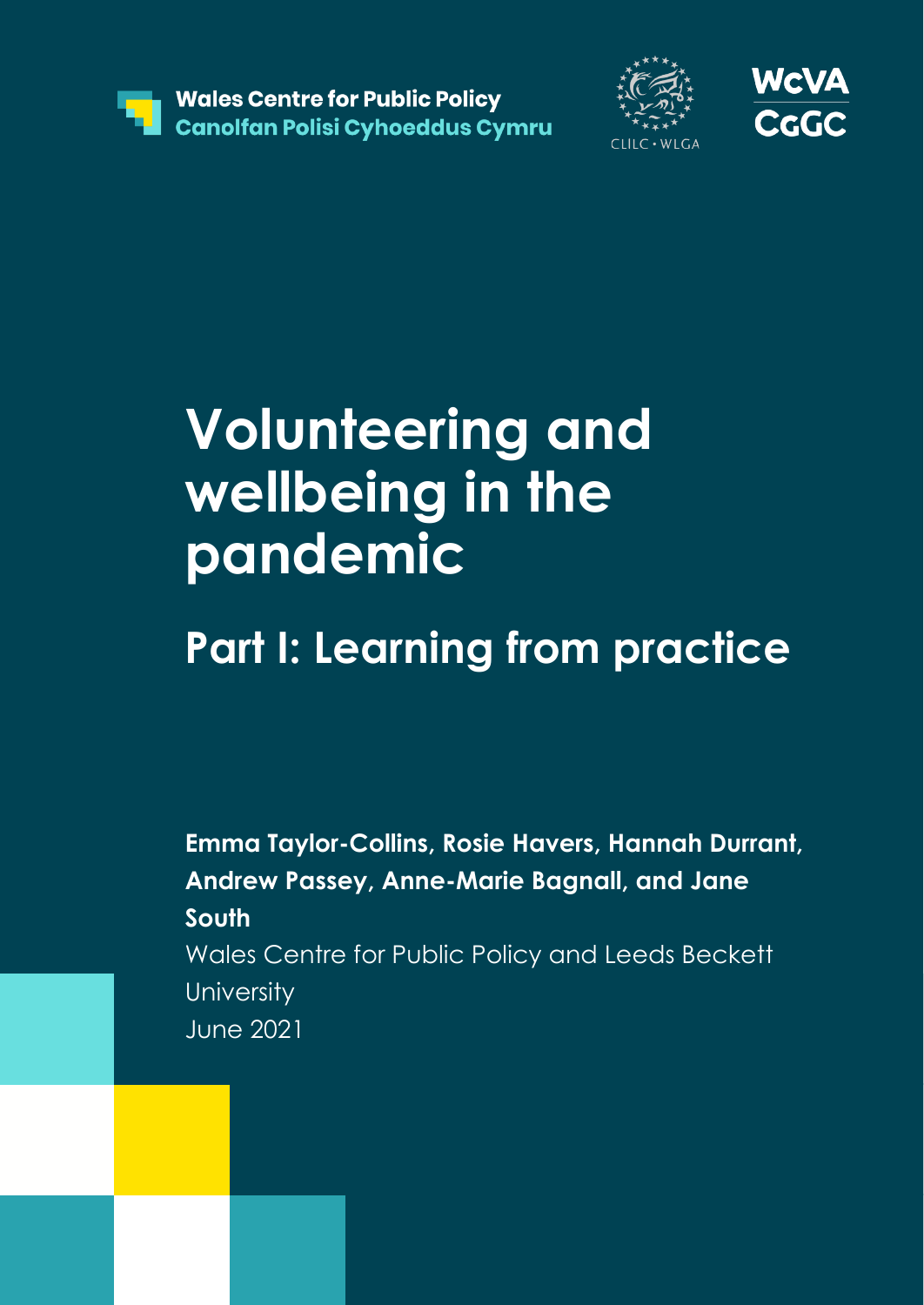Wales Centre for Public Policy
Canolfan Polisi Cyhoeddus Cymru

CLILC • WLGA

WCVA
CGGC

# Volunteering and wellbeing in the pandemic

## Part I: Learning from practice

**Emma Taylor-Collins, Rosie Havers, Hannah Durrant, Andrew Passey, Anne-Marie Bagnall, and Jane South**

Wales Centre for Public Policy and Leeds Beckett University

June 2021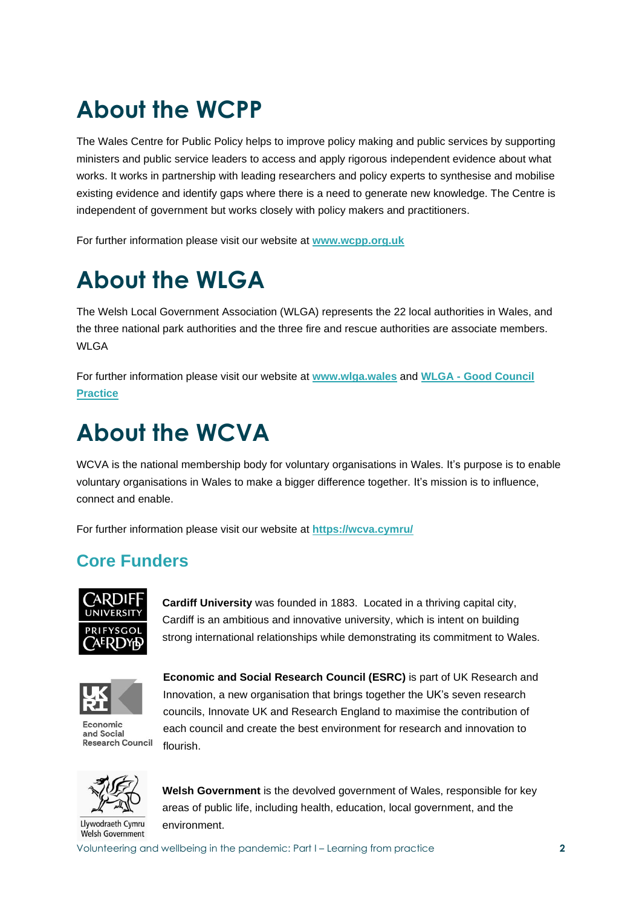# About the WCPP

The Wales Centre for Public Policy helps to improve policy making and public services by supporting ministers and public service leaders to access and apply rigorous independent evidence about what works. It works in partnership with leading researchers and policy experts to synthesise and mobilise existing evidence and identify gaps where there is a need to generate new knowledge. The Centre is independent of government but works closely with policy makers and practitioners.

For further information please visit our website at **[www.wcpp.org.uk](http://www.wcpp.org.uk)**

# About the WLGA

The Welsh Local Government Association (WLGA) represents the 22 local authorities in Wales, and the three national park authorities and the three fire and rescue authorities are associate members. WLGA

For further information please visit our website at **[www.wlga.wales](http://www.wlga.wales)** and **WLGA - Good Council Practice**

# About the WCVA

WCVA is the national membership body for voluntary organisations in Wales. It's purpose is to enable voluntary organisations in Wales to make a bigger difference together. It's mission is to influence, connect and enable.

For further information please visit our website at **[https://wcva.cymru/](https://wcva.cymru/)**

## Core Funders

**Cardiff University** was founded in 1883. Located in a thriving capital city, Cardiff is an ambitious and innovative university, which is intent on building strong international relationships while demonstrating its commitment to Wales.

**Economic and Social Research Council (ESRC)** is part of UK Research and Innovation, a new organisation that brings together the UK's seven research councils, Innovate UK and Research England to maximise the contribution of each council and create the best environment for research and innovation to flourish.

**Welsh Government** is the devolved government of Wales, responsible for key areas of public life, including health, education, local government, and the environment.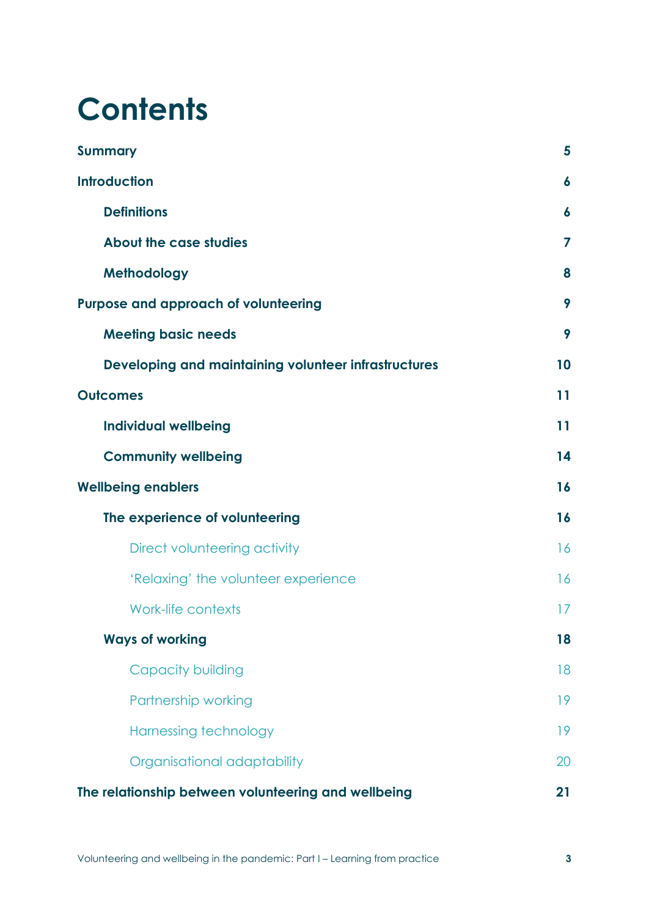# Contents

| | |
|---|---|
| **Summary** | **5** |
| **Introduction** | **6** |
| **Definitions** | **6** |
| **About the case studies** | **7** |
| **Methodology** | **8** |
| **Purpose and approach of volunteering** | **9** |
| **Meeting basic needs** | **9** |
| **Developing and maintaining volunteer infrastructures** | **10** |
| **Outcomes** | **11** |
| **Individual wellbeing** | **11** |
| **Community wellbeing** | **14** |
| **Wellbeing enablers** | **16** |
| **The experience of volunteering** | **16** |
| Direct volunteering activity | 16 |
| 'Relaxing' the volunteer experience | 16 |
| Work-life contexts | 17 |
| **Ways of working** | **18** |
| Capacity building | 18 |
| Partnership working | 19 |
| Harnessing technology | 19 |
| Organisational adaptability | 20 |
| **The relationship between volunteering and wellbeing** | **21** |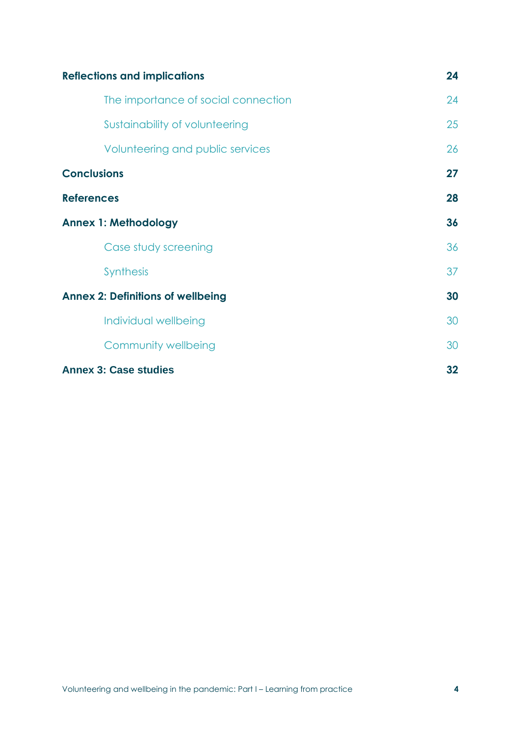| | |
|---|---|
| **Reflections and implications** | **24** |
| The importance of social connection | 24 |
| Sustainability of volunteering | 25 |
| Volunteering and public services | 26 |
| **Conclusions** | **27** |
| **References** | **28** |
| **Annex 1: Methodology** | **36** |
| Case study screening | 36 |
| Synthesis | 37 |
| **Annex 2: Definitions of wellbeing** | **30** |
| Individual wellbeing | 30 |
| Community wellbeing | 30 |
| **Annex 3: Case studies** | **32** |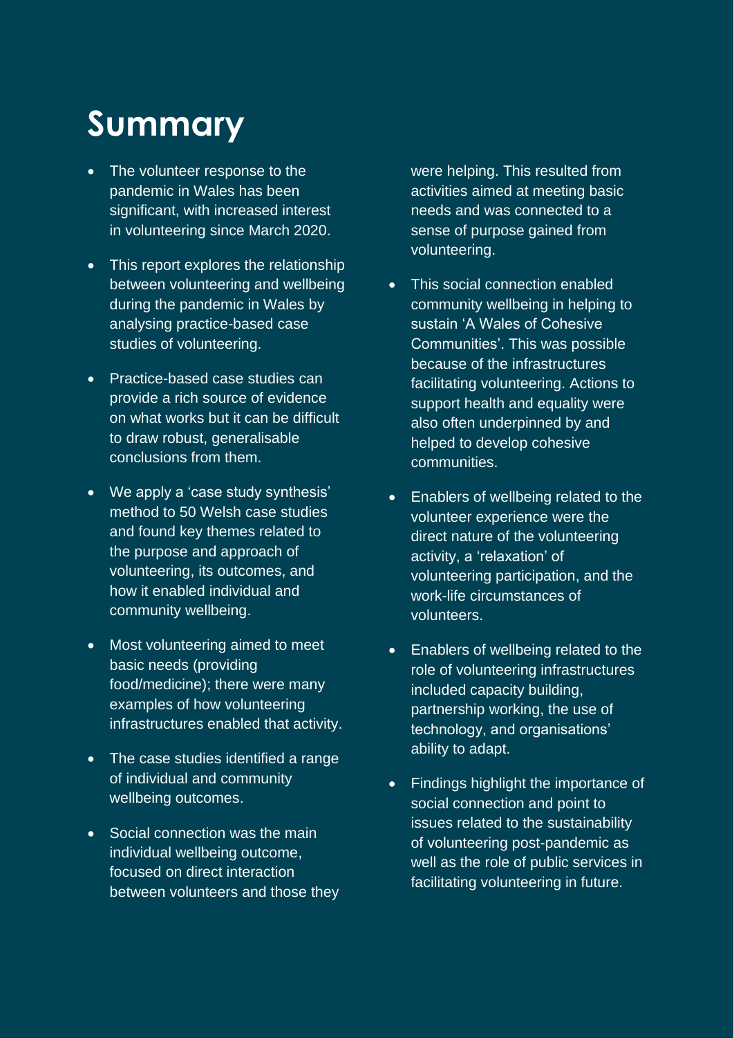# Summary

- The volunteer response to the pandemic in Wales has been significant, with increased interest in volunteering since March 2020.
- This report explores the relationship between volunteering and wellbeing during the pandemic in Wales by analysing practice-based case studies of volunteering.
- Practice-based case studies can provide a rich source of evidence on what works but it can be difficult to draw robust, generalisable conclusions from them.
- We apply a 'case study synthesis' method to 50 Welsh case studies and found key themes related to the purpose and approach of volunteering, its outcomes, and how it enabled individual and community wellbeing.
- Most volunteering aimed to meet basic needs (providing food/medicine); there were many examples of how volunteering infrastructures enabled that activity.
- The case studies identified a range of individual and community wellbeing outcomes.
- Social connection was the main individual wellbeing outcome, focused on direct interaction between volunteers and those they were helping. This resulted from activities aimed at meeting basic needs and was connected to a sense of purpose gained from volunteering.
- This social connection enabled community wellbeing in helping to sustain 'A Wales of Cohesive Communities'. This was possible because of the infrastructures facilitating volunteering. Actions to support health and equality were also often underpinned by and helped to develop cohesive communities.
- Enablers of wellbeing related to the volunteer experience were the direct nature of the volunteering activity, a 'relaxation' of volunteering participation, and the work-life circumstances of volunteers.
- Enablers of wellbeing related to the role of volunteering infrastructures included capacity building, partnership working, the use of technology, and organisations' ability to adapt.
- Findings highlight the importance of social connection and point to issues related to the sustainability of volunteering post-pandemic as well as the role of public services in facilitating volunteering in future.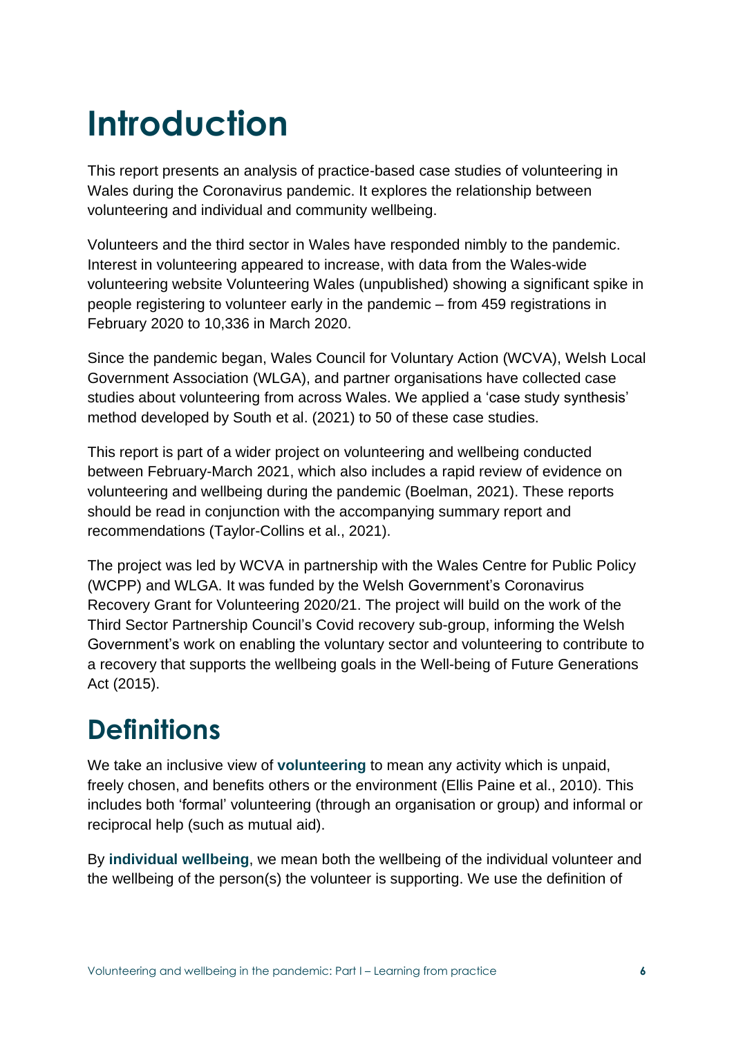# Introduction

This report presents an analysis of practice-based case studies of volunteering in Wales during the Coronavirus pandemic. It explores the relationship between volunteering and individual and community wellbeing.

Volunteers and the third sector in Wales have responded nimbly to the pandemic. Interest in volunteering appeared to increase, with data from the Wales-wide volunteering website Volunteering Wales (unpublished) showing a significant spike in people registering to volunteer early in the pandemic – from 459 registrations in February 2020 to 10,336 in March 2020.

Since the pandemic began, Wales Council for Voluntary Action (WCVA), Welsh Local Government Association (WLGA), and partner organisations have collected case studies about volunteering from across Wales. We applied a 'case study synthesis' method developed by South et al. (2021) to 50 of these case studies.

This report is part of a wider project on volunteering and wellbeing conducted between February-March 2021, which also includes a rapid review of evidence on volunteering and wellbeing during the pandemic (Boelman, 2021). These reports should be read in conjunction with the accompanying summary report and recommendations (Taylor-Collins et al., 2021).

The project was led by WCVA in partnership with the Wales Centre for Public Policy (WCPP) and WLGA. It was funded by the Welsh Government's Coronavirus Recovery Grant for Volunteering 2020/21. The project will build on the work of the Third Sector Partnership Council's Covid recovery sub-group, informing the Welsh Government's work on enabling the voluntary sector and volunteering to contribute to a recovery that supports the wellbeing goals in the Well-being of Future Generations Act (2015).

## Definitions

We take an inclusive view of **volunteering** to mean any activity which is unpaid, freely chosen, and benefits others or the environment (Ellis Paine et al., 2010). This includes both 'formal' volunteering (through an organisation or group) and informal or reciprocal help (such as mutual aid).

By **individual wellbeing**, we mean both the wellbeing of the individual volunteer and the wellbeing of the person(s) the volunteer is supporting. We use the definition of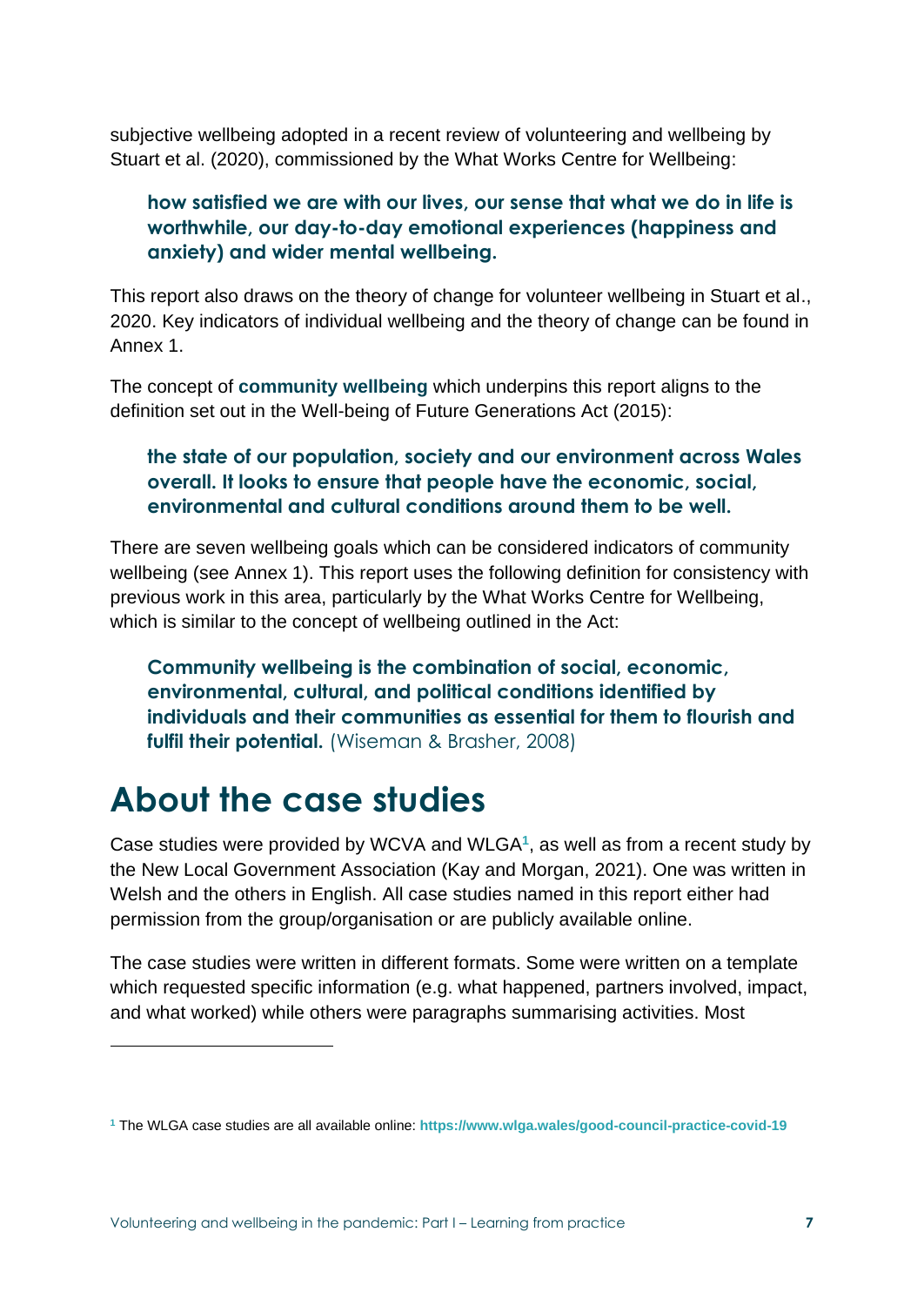subjective wellbeing adopted in a recent review of volunteering and wellbeing by Stuart et al. (2020), commissioned by the What Works Centre for Wellbeing:

> **how satisfied we are with our lives, our sense that what we do in life is worthwhile, our day-to-day emotional experiences (happiness and anxiety) and wider mental wellbeing.**

This report also draws on the theory of change for volunteer wellbeing in Stuart et al., 2020. Key indicators of individual wellbeing and the theory of change can be found in Annex 1.

The concept of **community wellbeing** which underpins this report aligns to the definition set out in the Well-being of Future Generations Act (2015):

> **the state of our population, society and our environment across Wales overall. It looks to ensure that people have the economic, social, environmental and cultural conditions around them to be well.**

There are seven wellbeing goals which can be considered indicators of community wellbeing (see Annex 1). This report uses the following definition for consistency with previous work in this area, particularly by the What Works Centre for Wellbeing, which is similar to the concept of wellbeing outlined in the Act:

> **Community wellbeing is the combination of social, economic, environmental, cultural, and political conditions identified by individuals and their communities as essential for them to flourish and fulfil their potential.** (Wiseman & Brasher, 2008)

# About the case studies

Case studies were provided by WCVA and WLGA[1], as well as from a recent study by the New Local Government Association (Kay and Morgan, 2021). One was written in Welsh and the others in English. All case studies named in this report either had permission from the group/organisation or are publicly available online.

The case studies were written in different formats. Some were written on a template which requested specific information (e.g. what happened, partners involved, impact, and what worked) while others were paragraphs summarising activities. Most

---

[1] The WLGA case studies are all available online: **https://www.wlga.wales/good-council-practice-covid-19**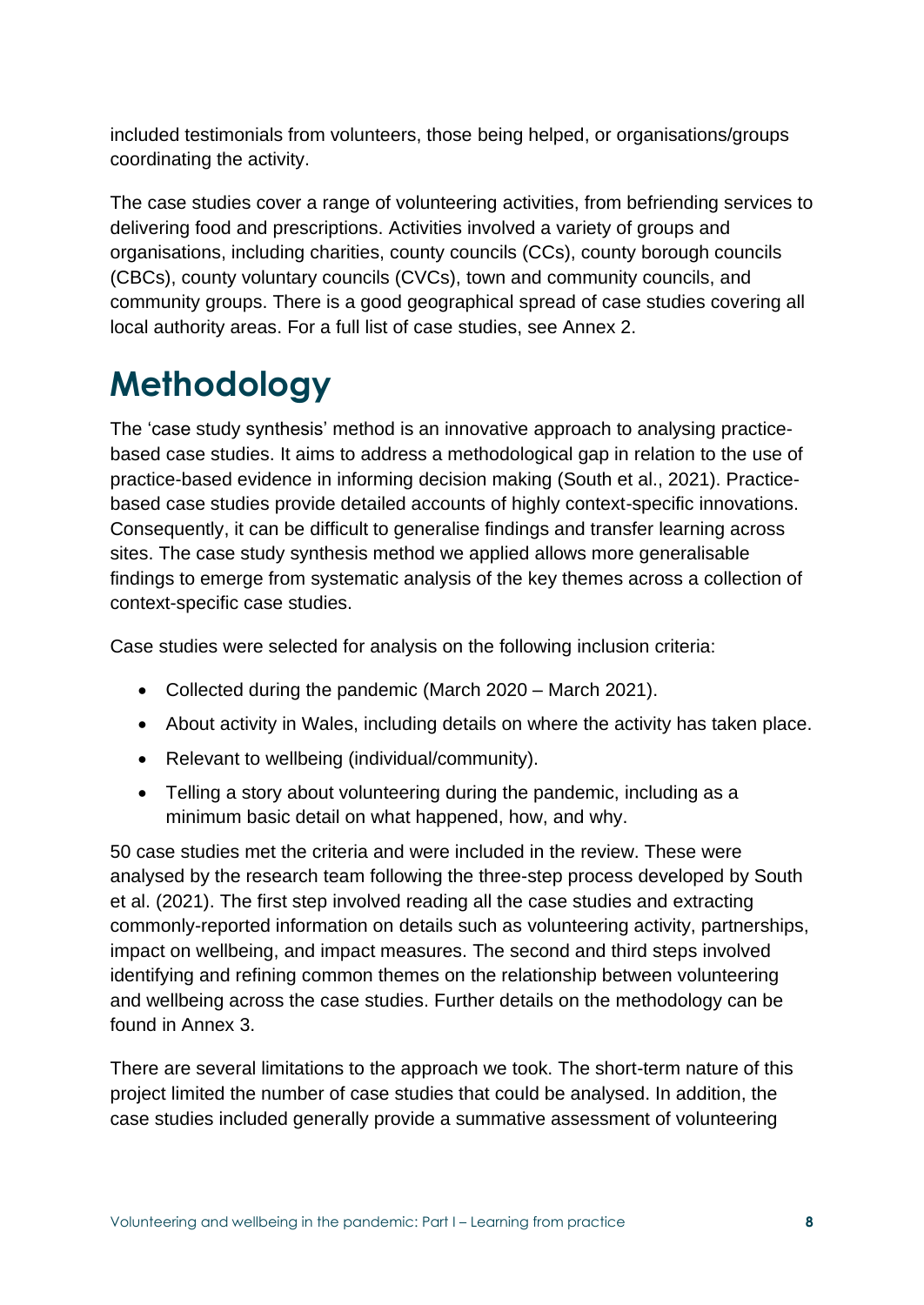included testimonials from volunteers, those being helped, or organisations/groups coordinating the activity.

The case studies cover a range of volunteering activities, from befriending services to delivering food and prescriptions. Activities involved a variety of groups and organisations, including charities, county councils (CCs), county borough councils (CBCs), county voluntary councils (CVCs), town and community councils, and community groups. There is a good geographical spread of case studies covering all local authority areas. For a full list of case studies, see Annex 2.

# Methodology

The 'case study synthesis' method is an innovative approach to analysing practice-based case studies. It aims to address a methodological gap in relation to the use of practice-based evidence in informing decision making (South et al., 2021). Practice-based case studies provide detailed accounts of highly context-specific innovations. Consequently, it can be difficult to generalise findings and transfer learning across sites. The case study synthesis method we applied allows more generalisable findings to emerge from systematic analysis of the key themes across a collection of context-specific case studies.

Case studies were selected for analysis on the following inclusion criteria:

- Collected during the pandemic (March 2020 – March 2021).
- About activity in Wales, including details on where the activity has taken place.
- Relevant to wellbeing (individual/community).
- Telling a story about volunteering during the pandemic, including as a minimum basic detail on what happened, how, and why.

50 case studies met the criteria and were included in the review. These were analysed by the research team following the three-step process developed by South et al. (2021). The first step involved reading all the case studies and extracting commonly-reported information on details such as volunteering activity, partnerships, impact on wellbeing, and impact measures. The second and third steps involved identifying and refining common themes on the relationship between volunteering and wellbeing across the case studies. Further details on the methodology can be found in Annex 3.

There are several limitations to the approach we took. The short-term nature of this project limited the number of case studies that could be analysed. In addition, the case studies included generally provide a summative assessment of volunteering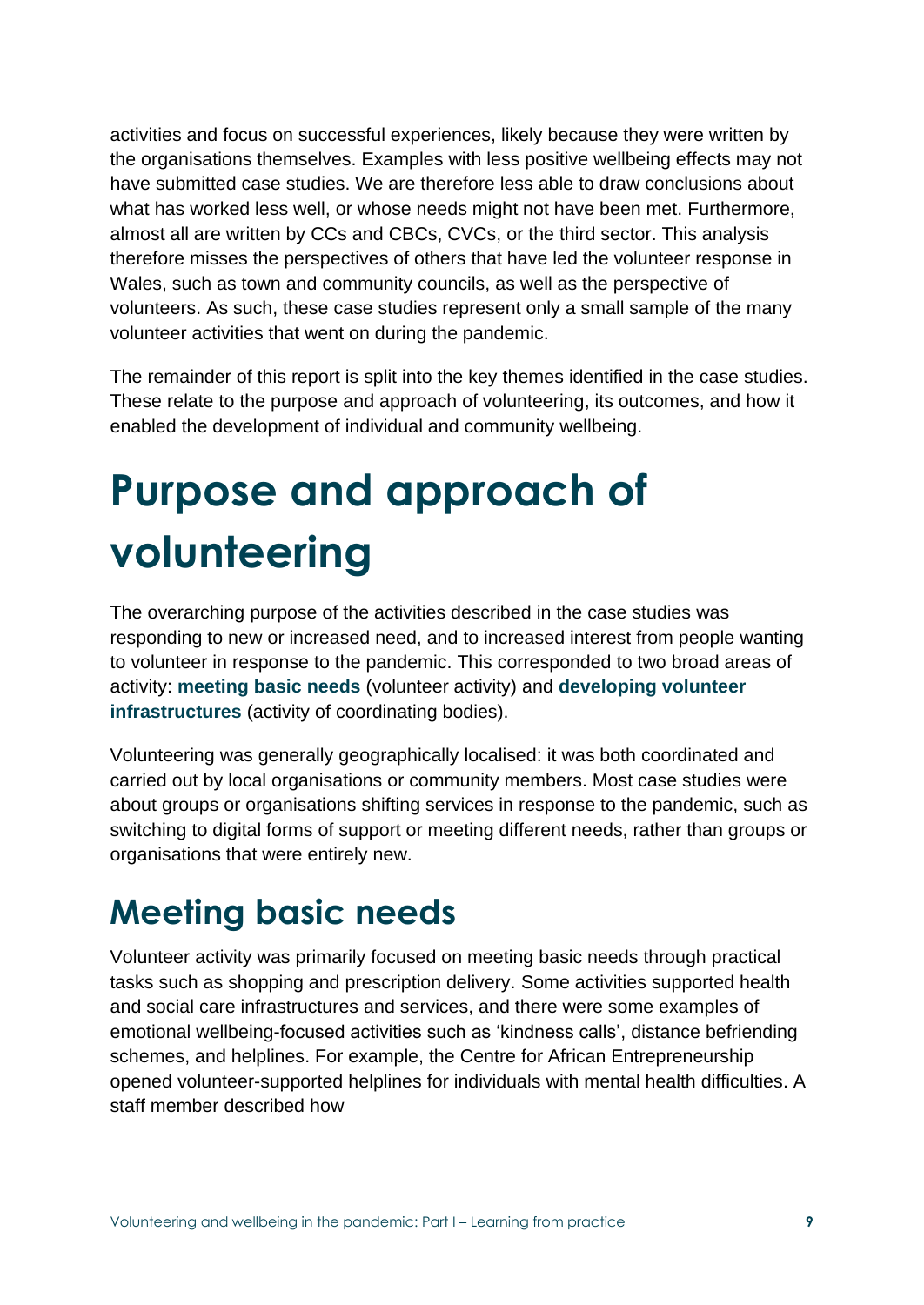activities and focus on successful experiences, likely because they were written by the organisations themselves. Examples with less positive wellbeing effects may not have submitted case studies. We are therefore less able to draw conclusions about what has worked less well, or whose needs might not have been met. Furthermore, almost all are written by CCs and CBCs, CVCs, or the third sector. This analysis therefore misses the perspectives of others that have led the volunteer response in Wales, such as town and community councils, as well as the perspective of volunteers. As such, these case studies represent only a small sample of the many volunteer activities that went on during the pandemic.

The remainder of this report is split into the key themes identified in the case studies. These relate to the purpose and approach of volunteering, its outcomes, and how it enabled the development of individual and community wellbeing.

# Purpose and approach of volunteering

The overarching purpose of the activities described in the case studies was responding to new or increased need, and to increased interest from people wanting to volunteer in response to the pandemic. This corresponded to two broad areas of activity: **meeting basic needs** (volunteer activity) and **developing volunteer infrastructures** (activity of coordinating bodies).

Volunteering was generally geographically localised: it was both coordinated and carried out by local organisations or community members. Most case studies were about groups or organisations shifting services in response to the pandemic, such as switching to digital forms of support or meeting different needs, rather than groups or organisations that were entirely new.

## Meeting basic needs

Volunteer activity was primarily focused on meeting basic needs through practical tasks such as shopping and prescription delivery. Some activities supported health and social care infrastructures and services, and there were some examples of emotional wellbeing-focused activities such as 'kindness calls', distance befriending schemes, and helplines. For example, the Centre for African Entrepreneurship opened volunteer-supported helplines for individuals with mental health difficulties. A staff member described how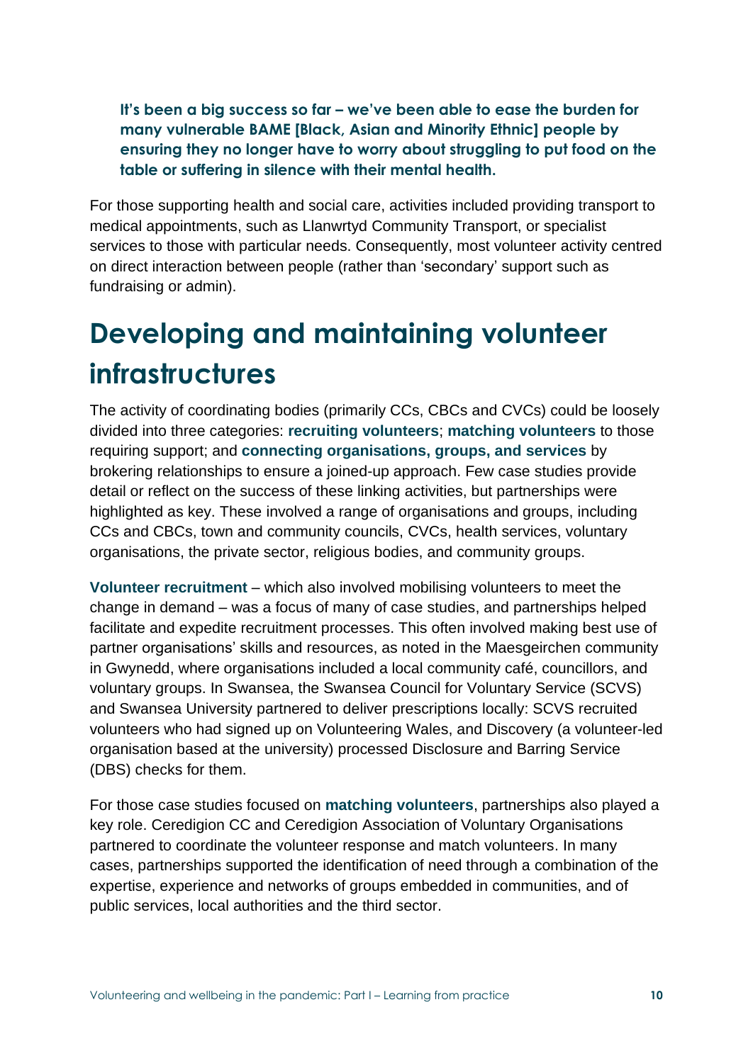**It's been a big success so far – we've been able to ease the burden for many vulnerable BAME [Black, Asian and Minority Ethnic] people by ensuring they no longer have to worry about struggling to put food on the table or suffering in silence with their mental health.**

For those supporting health and social care, activities included providing transport to medical appointments, such as Llanwrtyd Community Transport, or specialist services to those with particular needs. Consequently, most volunteer activity centred on direct interaction between people (rather than 'secondary' support such as fundraising or admin).

# Developing and maintaining volunteer infrastructures

The activity of coordinating bodies (primarily CCs, CBCs and CVCs) could be loosely divided into three categories: **recruiting volunteers**; **matching volunteers** to those requiring support; and **connecting organisations, groups, and services** by brokering relationships to ensure a joined-up approach. Few case studies provide detail or reflect on the success of these linking activities, but partnerships were highlighted as key. These involved a range of organisations and groups, including CCs and CBCs, town and community councils, CVCs, health services, voluntary organisations, the private sector, religious bodies, and community groups.

**Volunteer recruitment** – which also involved mobilising volunteers to meet the change in demand – was a focus of many of case studies, and partnerships helped facilitate and expedite recruitment processes. This often involved making best use of partner organisations' skills and resources, as noted in the Maesgeirchen community in Gwynedd, where organisations included a local community café, councillors, and voluntary groups. In Swansea, the Swansea Council for Voluntary Service (SCVS) and Swansea University partnered to deliver prescriptions locally: SCVS recruited volunteers who had signed up on Volunteering Wales, and Discovery (a volunteer-led organisation based at the university) processed Disclosure and Barring Service (DBS) checks for them.

For those case studies focused on **matching volunteers**, partnerships also played a key role. Ceredigion CC and Ceredigion Association of Voluntary Organisations partnered to coordinate the volunteer response and match volunteers. In many cases, partnerships supported the identification of need through a combination of the expertise, experience and networks of groups embedded in communities, and of public services, local authorities and the third sector.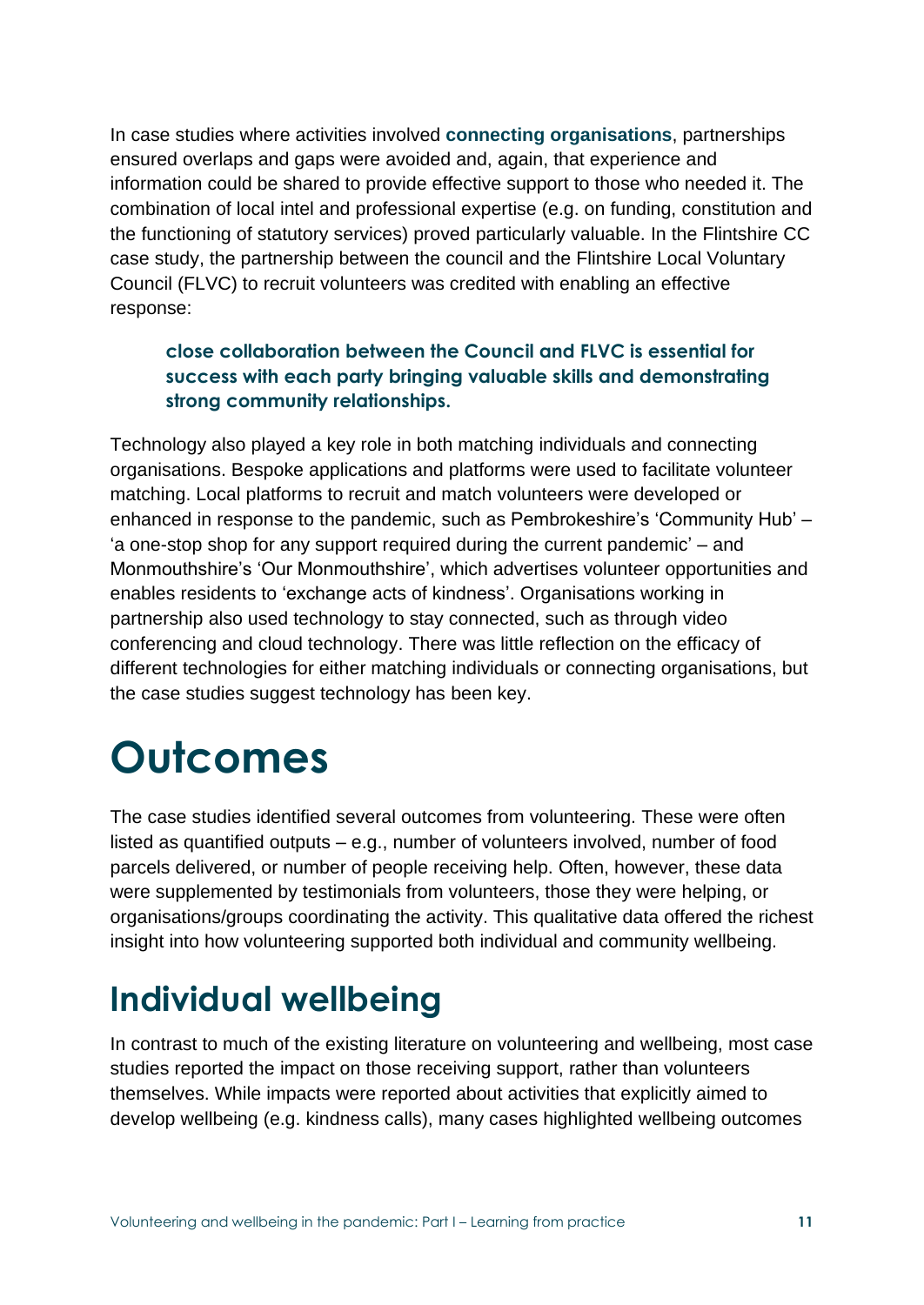In case studies where activities involved **connecting organisations**, partnerships ensured overlaps and gaps were avoided and, again, that experience and information could be shared to provide effective support to those who needed it. The combination of local intel and professional expertise (e.g. on funding, constitution and the functioning of statutory services) proved particularly valuable. In the Flintshire CC case study, the partnership between the council and the Flintshire Local Voluntary Council (FLVC) to recruit volunteers was credited with enabling an effective response:

> **close collaboration between the Council and FLVC is essential for success with each party bringing valuable skills and demonstrating strong community relationships.**

Technology also played a key role in both matching individuals and connecting organisations. Bespoke applications and platforms were used to facilitate volunteer matching. Local platforms to recruit and match volunteers were developed or enhanced in response to the pandemic, such as Pembrokeshire's 'Community Hub' – 'a one-stop shop for any support required during the current pandemic' – and Monmouthshire's 'Our Monmouthshire', which advertises volunteer opportunities and enables residents to 'exchange acts of kindness'. Organisations working in partnership also used technology to stay connected, such as through video conferencing and cloud technology. There was little reflection on the efficacy of different technologies for either matching individuals or connecting organisations, but the case studies suggest technology has been key.

# Outcomes

The case studies identified several outcomes from volunteering. These were often listed as quantified outputs – e.g., number of volunteers involved, number of food parcels delivered, or number of people receiving help. Often, however, these data were supplemented by testimonials from volunteers, those they were helping, or organisations/groups coordinating the activity. This qualitative data offered the richest insight into how volunteering supported both individual and community wellbeing.

## Individual wellbeing

In contrast to much of the existing literature on volunteering and wellbeing, most case studies reported the impact on those receiving support, rather than volunteers themselves. While impacts were reported about activities that explicitly aimed to develop wellbeing (e.g. kindness calls), many cases highlighted wellbeing outcomes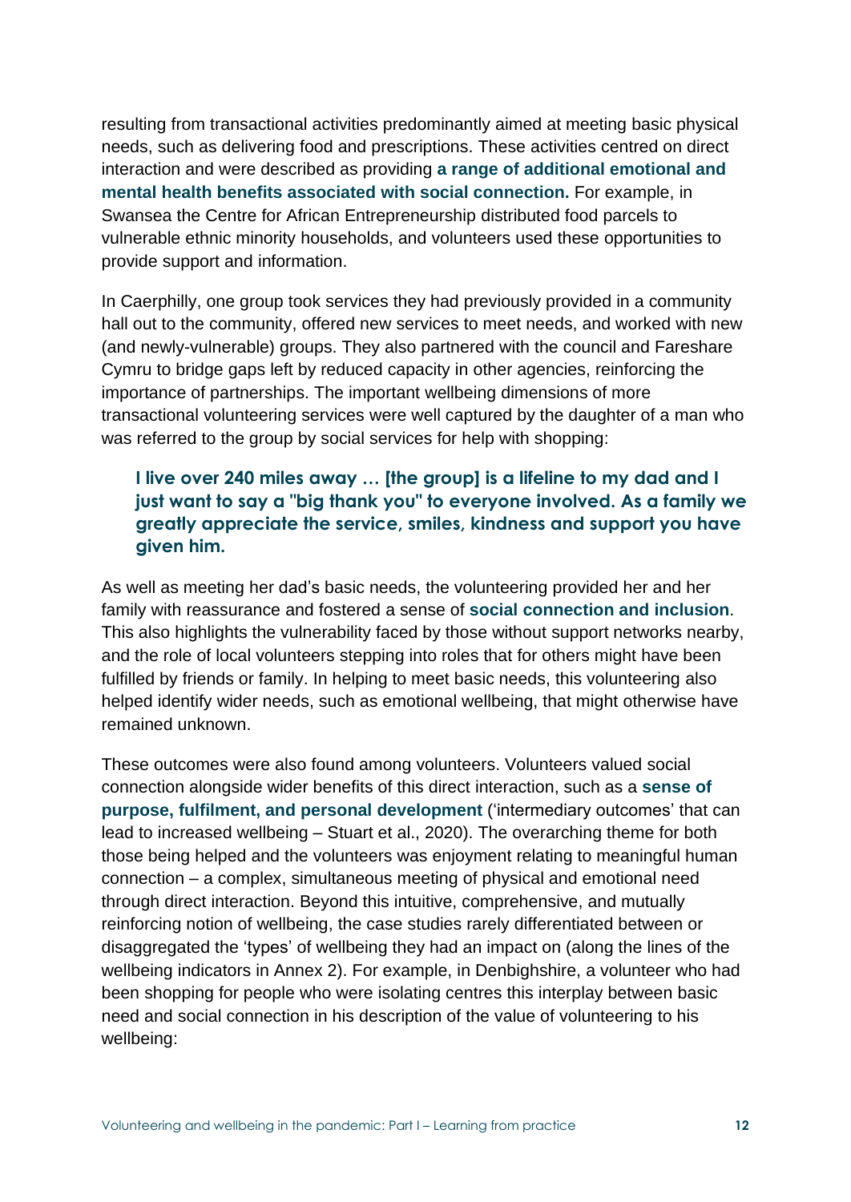resulting from transactional activities predominantly aimed at meeting basic physical needs, such as delivering food and prescriptions. These activities centred on direct interaction and were described as providing **a range of additional emotional and mental health benefits associated with social connection.** For example, in Swansea the Centre for African Entrepreneurship distributed food parcels to vulnerable ethnic minority households, and volunteers used these opportunities to provide support and information.

In Caerphilly, one group took services they had previously provided in a community hall out to the community, offered new services to meet needs, and worked with new (and newly-vulnerable) groups. They also partnered with the council and Fareshare Cymru to bridge gaps left by reduced capacity in other agencies, reinforcing the importance of partnerships. The important wellbeing dimensions of more transactional volunteering services were well captured by the daughter of a man who was referred to the group by social services for help with shopping:

> **I live over 240 miles away … [the group] is a lifeline to my dad and I just want to say a "big thank you" to everyone involved. As a family we greatly appreciate the service, smiles, kindness and support you have given him.**

As well as meeting her dad's basic needs, the volunteering provided her and her family with reassurance and fostered a sense of **social connection and inclusion**. This also highlights the vulnerability faced by those without support networks nearby, and the role of local volunteers stepping into roles that for others might have been fulfilled by friends or family. In helping to meet basic needs, this volunteering also helped identify wider needs, such as emotional wellbeing, that might otherwise have remained unknown.

These outcomes were also found among volunteers. Volunteers valued social connection alongside wider benefits of this direct interaction, such as a **sense of purpose, fulfilment, and personal development** ('intermediary outcomes' that can lead to increased wellbeing – Stuart et al., 2020). The overarching theme for both those being helped and the volunteers was enjoyment relating to meaningful human connection – a complex, simultaneous meeting of physical and emotional need through direct interaction. Beyond this intuitive, comprehensive, and mutually reinforcing notion of wellbeing, the case studies rarely differentiated between or disaggregated the 'types' of wellbeing they had an impact on (along the lines of the wellbeing indicators in Annex 2). For example, in Denbighshire, a volunteer who had been shopping for people who were isolating centres this interplay between basic need and social connection in his description of the value of volunteering to his wellbeing: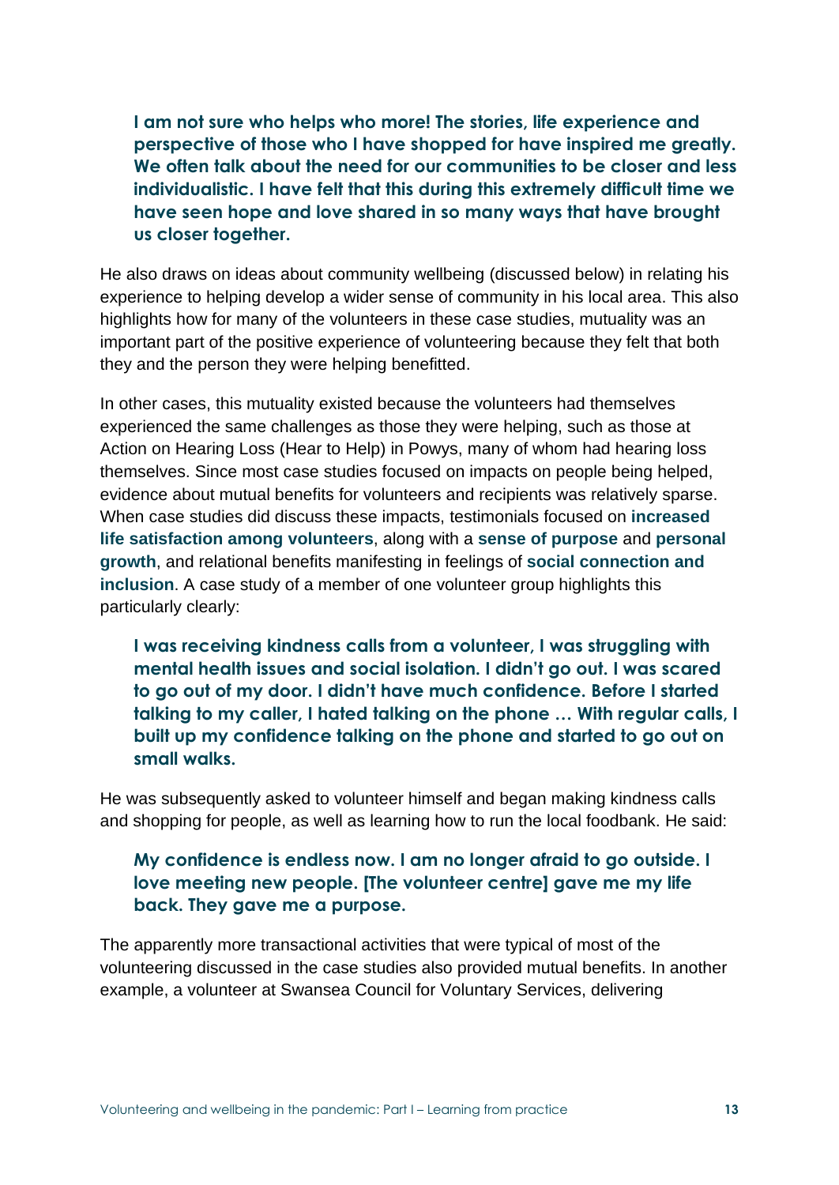> **I am not sure who helps who more! The stories, life experience and perspective of those who I have shopped for have inspired me greatly. We often talk about the need for our communities to be closer and less individualistic. I have felt that this during this extremely difficult time we have seen hope and love shared in so many ways that have brought us closer together.**

He also draws on ideas about community wellbeing (discussed below) in relating his experience to helping develop a wider sense of community in his local area. This also highlights how for many of the volunteers in these case studies, mutuality was an important part of the positive experience of volunteering because they felt that both they and the person they were helping benefitted.

In other cases, this mutuality existed because the volunteers had themselves experienced the same challenges as those they were helping, such as those at Action on Hearing Loss (Hear to Help) in Powys, many of whom had hearing loss themselves. Since most case studies focused on impacts on people being helped, evidence about mutual benefits for volunteers and recipients was relatively sparse. When case studies did discuss these impacts, testimonials focused on **increased life satisfaction among volunteers**, along with a **sense of purpose** and **personal growth**, and relational benefits manifesting in feelings of **social connection and inclusion**. A case study of a member of one volunteer group highlights this particularly clearly:

> **I was receiving kindness calls from a volunteer, I was struggling with mental health issues and social isolation. I didn't go out. I was scared to go out of my door. I didn't have much confidence. Before I started talking to my caller, I hated talking on the phone … With regular calls, I built up my confidence talking on the phone and started to go out on small walks.**

He was subsequently asked to volunteer himself and began making kindness calls and shopping for people, as well as learning how to run the local foodbank. He said:

> **My confidence is endless now. I am no longer afraid to go outside. I love meeting new people. [The volunteer centre] gave me my life back. They gave me a purpose.**

The apparently more transactional activities that were typical of most of the volunteering discussed in the case studies also provided mutual benefits. In another example, a volunteer at Swansea Council for Voluntary Services, delivering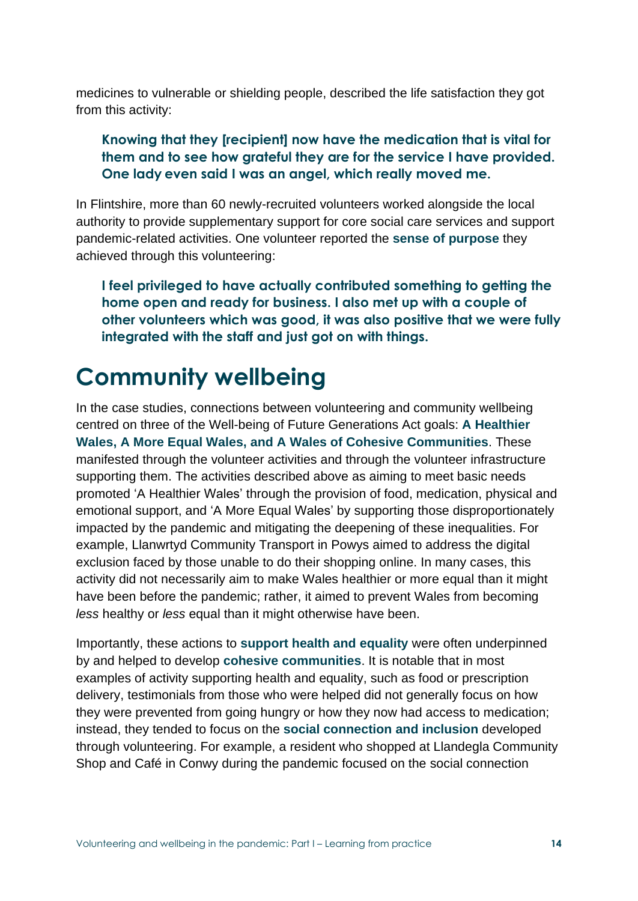medicines to vulnerable or shielding people, described the life satisfaction they got from this activity:

> **Knowing that they [recipient] now have the medication that is vital for them and to see how grateful they are for the service I have provided. One lady even said I was an angel, which really moved me.**

In Flintshire, more than 60 newly-recruited volunteers worked alongside the local authority to provide supplementary support for core social care services and support pandemic-related activities. One volunteer reported the **sense of purpose** they achieved through this volunteering:

> **I feel privileged to have actually contributed something to getting the home open and ready for business. I also met up with a couple of other volunteers which was good, it was also positive that we were fully integrated with the staff and just got on with things.**

# Community wellbeing

In the case studies, connections between volunteering and community wellbeing centred on three of the Well-being of Future Generations Act goals: **A Healthier Wales, A More Equal Wales, and A Wales of Cohesive Communities**. These manifested through the volunteer activities and through the volunteer infrastructure supporting them. The activities described above as aiming to meet basic needs promoted 'A Healthier Wales' through the provision of food, medication, physical and emotional support, and 'A More Equal Wales' by supporting those disproportionately impacted by the pandemic and mitigating the deepening of these inequalities. For example, Llanwrtyd Community Transport in Powys aimed to address the digital exclusion faced by those unable to do their shopping online. In many cases, this activity did not necessarily aim to make Wales healthier or more equal than it might have been before the pandemic; rather, it aimed to prevent Wales from becoming *less* healthy or *less* equal than it might otherwise have been.

Importantly, these actions to **support health and equality** were often underpinned by and helped to develop **cohesive communities**. It is notable that in most examples of activity supporting health and equality, such as food or prescription delivery, testimonials from those who were helped did not generally focus on how they were prevented from going hungry or how they now had access to medication; instead, they tended to focus on the **social connection and inclusion** developed through volunteering. For example, a resident who shopped at Llandegla Community Shop and Café in Conwy during the pandemic focused on the social connection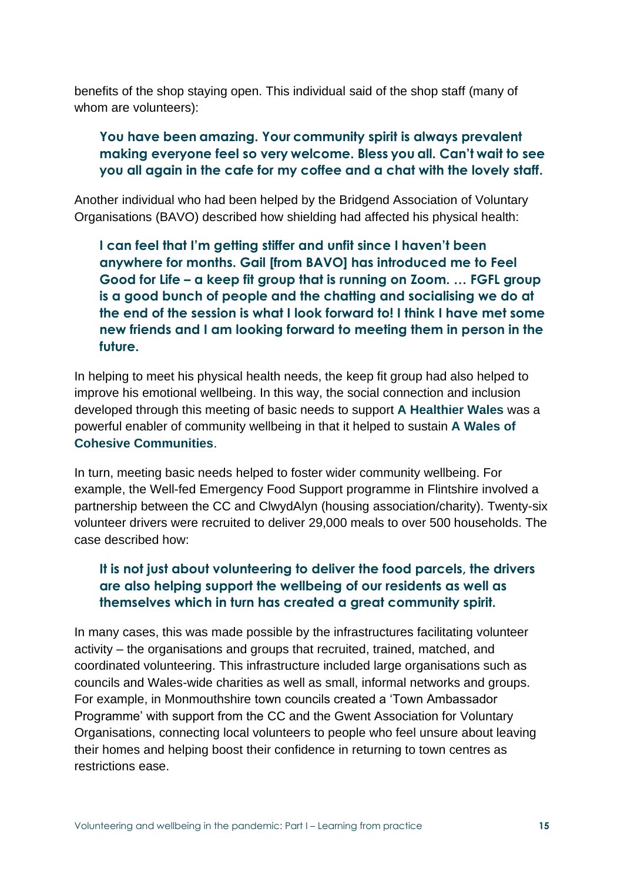benefits of the shop staying open. This individual said of the shop staff (many of whom are volunteers):

> **You have been amazing. Your community spirit is always prevalent making everyone feel so very welcome. Bless you all. Can't wait to see you all again in the cafe for my coffee and a chat with the lovely staff.**

Another individual who had been helped by the Bridgend Association of Voluntary Organisations (BAVO) described how shielding had affected his physical health:

> **I can feel that I'm getting stiffer and unfit since I haven't been anywhere for months. Gail [from BAVO] has introduced me to Feel Good for Life – a keep fit group that is running on Zoom. … FGFL group is a good bunch of people and the chatting and socialising we do at the end of the session is what I look forward to! I think I have met some new friends and I am looking forward to meeting them in person in the future.**

In helping to meet his physical health needs, the keep fit group had also helped to improve his emotional wellbeing. In this way, the social connection and inclusion developed through this meeting of basic needs to support **A Healthier Wales** was a powerful enabler of community wellbeing in that it helped to sustain **A Wales of Cohesive Communities**.

In turn, meeting basic needs helped to foster wider community wellbeing. For example, the Well-fed Emergency Food Support programme in Flintshire involved a partnership between the CC and ClwydAlyn (housing association/charity). Twenty-six volunteer drivers were recruited to deliver 29,000 meals to over 500 households. The case described how:

> **It is not just about volunteering to deliver the food parcels, the drivers are also helping support the wellbeing of our residents as well as themselves which in turn has created a great community spirit.**

In many cases, this was made possible by the infrastructures facilitating volunteer activity – the organisations and groups that recruited, trained, matched, and coordinated volunteering. This infrastructure included large organisations such as councils and Wales-wide charities as well as small, informal networks and groups. For example, in Monmouthshire town councils created a 'Town Ambassador Programme' with support from the CC and the Gwent Association for Voluntary Organisations, connecting local volunteers to people who feel unsure about leaving their homes and helping boost their confidence in returning to town centres as restrictions ease.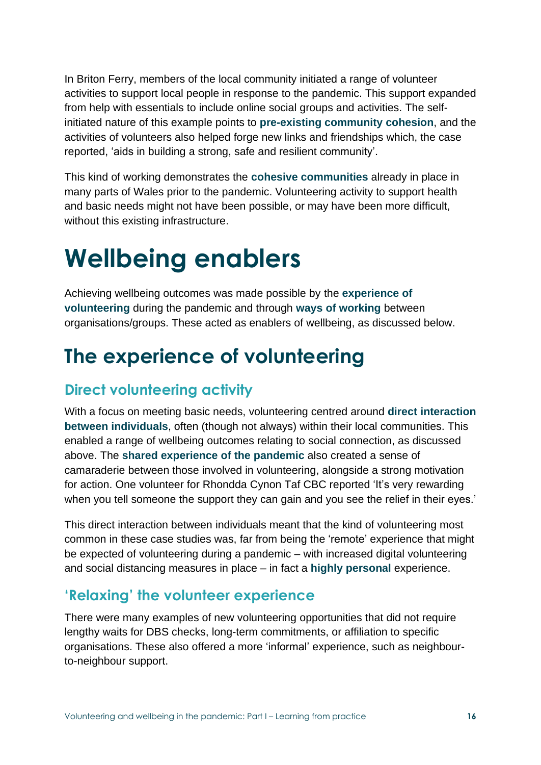In Briton Ferry, members of the local community initiated a range of volunteer activities to support local people in response to the pandemic. This support expanded from help with essentials to include online social groups and activities. The self-initiated nature of this example points to **pre-existing community cohesion**, and the activities of volunteers also helped forge new links and friendships which, the case reported, 'aids in building a strong, safe and resilient community'.

This kind of working demonstrates the **cohesive communities** already in place in many parts of Wales prior to the pandemic. Volunteering activity to support health and basic needs might not have been possible, or may have been more difficult, without this existing infrastructure.

# Wellbeing enablers

Achieving wellbeing outcomes was made possible by the **experience of volunteering** during the pandemic and through **ways of working** between organisations/groups. These acted as enablers of wellbeing, as discussed below.

## The experience of volunteering

### Direct volunteering activity

With a focus on meeting basic needs, volunteering centred around **direct interaction between individuals**, often (though not always) within their local communities. This enabled a range of wellbeing outcomes relating to social connection, as discussed above. The **shared experience of the pandemic** also created a sense of camaraderie between those involved in volunteering, alongside a strong motivation for action. One volunteer for Rhondda Cynon Taf CBC reported 'It's very rewarding when you tell someone the support they can gain and you see the relief in their eyes.'

This direct interaction between individuals meant that the kind of volunteering most common in these case studies was, far from being the 'remote' experience that might be expected of volunteering during a pandemic – with increased digital volunteering and social distancing measures in place – in fact a **highly personal** experience.

### 'Relaxing' the volunteer experience

There were many examples of new volunteering opportunities that did not require lengthy waits for DBS checks, long-term commitments, or affiliation to specific organisations. These also offered a more 'informal' experience, such as neighbour-to-neighbour support.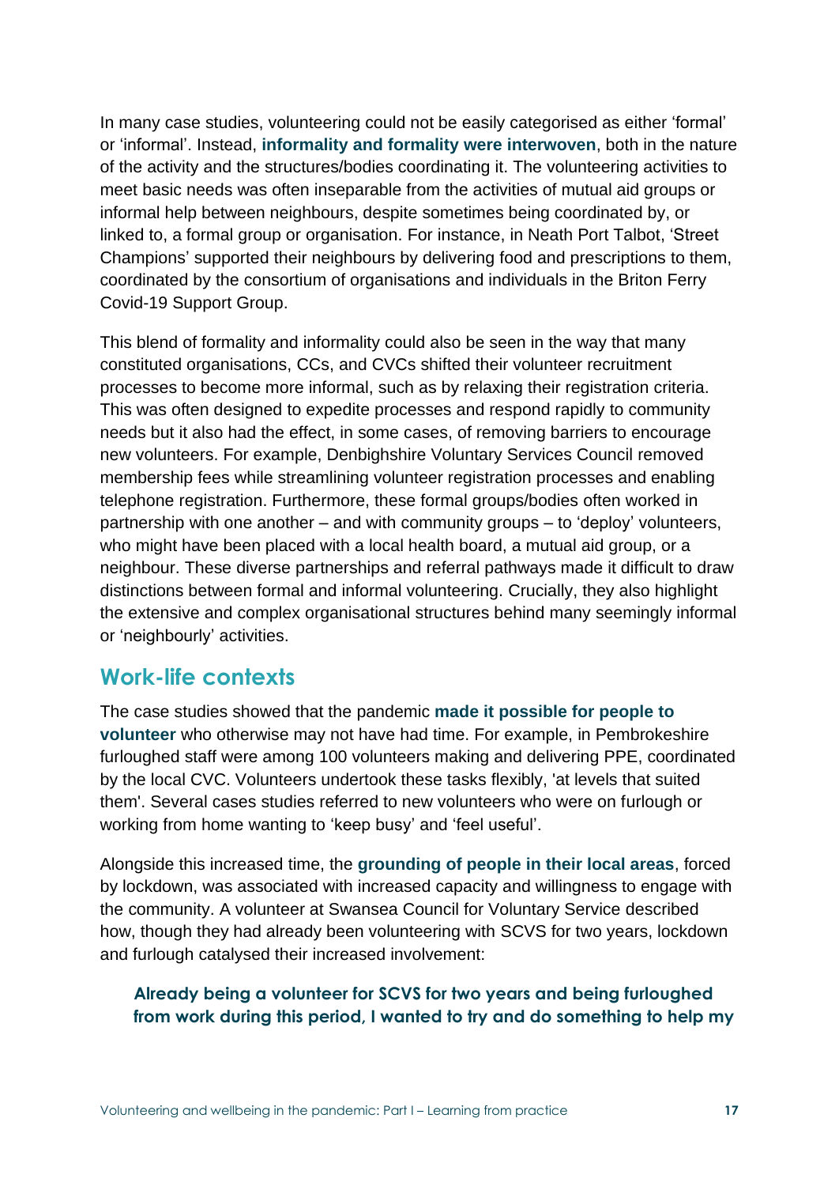In many case studies, volunteering could not be easily categorised as either 'formal' or 'informal'. Instead, **informality and formality were interwoven**, both in the nature of the activity and the structures/bodies coordinating it. The volunteering activities to meet basic needs was often inseparable from the activities of mutual aid groups or informal help between neighbours, despite sometimes being coordinated by, or linked to, a formal group or organisation. For instance, in Neath Port Talbot, 'Street Champions' supported their neighbours by delivering food and prescriptions to them, coordinated by the consortium of organisations and individuals in the Briton Ferry Covid-19 Support Group.

This blend of formality and informality could also be seen in the way that many constituted organisations, CCs, and CVCs shifted their volunteer recruitment processes to become more informal, such as by relaxing their registration criteria. This was often designed to expedite processes and respond rapidly to community needs but it also had the effect, in some cases, of removing barriers to encourage new volunteers. For example, Denbighshire Voluntary Services Council removed membership fees while streamlining volunteer registration processes and enabling telephone registration. Furthermore, these formal groups/bodies often worked in partnership with one another – and with community groups – to 'deploy' volunteers, who might have been placed with a local health board, a mutual aid group, or a neighbour. These diverse partnerships and referral pathways made it difficult to draw distinctions between formal and informal volunteering. Crucially, they also highlight the extensive and complex organisational structures behind many seemingly informal or 'neighbourly' activities.

## Work-life contexts

The case studies showed that the pandemic **made it possible for people to volunteer** who otherwise may not have had time. For example, in Pembrokeshire furloughed staff were among 100 volunteers making and delivering PPE, coordinated by the local CVC. Volunteers undertook these tasks flexibly, 'at levels that suited them'. Several cases studies referred to new volunteers who were on furlough or working from home wanting to 'keep busy' and 'feel useful'.

Alongside this increased time, the **grounding of people in their local areas**, forced by lockdown, was associated with increased capacity and willingness to engage with the community. A volunteer at Swansea Council for Voluntary Service described how, though they had already been volunteering with SCVS for two years, lockdown and furlough catalysed their increased involvement:

> **Already being a volunteer for SCVS for two years and being furloughed from work during this period, I wanted to try and do something to help my**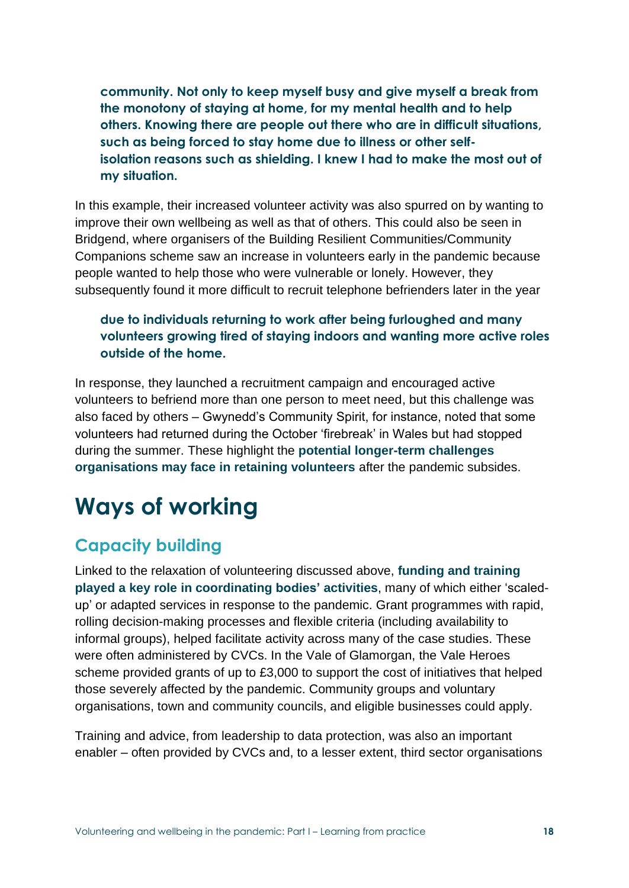**community. Not only to keep myself busy and give myself a break from the monotony of staying at home, for my mental health and to help others. Knowing there are people out there who are in difficult situations, such as being forced to stay home due to illness or other self-isolation reasons such as shielding. I knew I had to make the most out of my situation.**

In this example, their increased volunteer activity was also spurred on by wanting to improve their own wellbeing as well as that of others. This could also be seen in Bridgend, where organisers of the Building Resilient Communities/Community Companions scheme saw an increase in volunteers early in the pandemic because people wanted to help those who were vulnerable or lonely. However, they subsequently found it more difficult to recruit telephone befrienders later in the year

**due to individuals returning to work after being furloughed and many volunteers growing tired of staying indoors and wanting more active roles outside of the home.**

In response, they launched a recruitment campaign and encouraged active volunteers to befriend more than one person to meet need, but this challenge was also faced by others – Gwynedd's Community Spirit, for instance, noted that some volunteers had returned during the October 'firebreak' in Wales but had stopped during the summer. These highlight the **potential longer-term challenges organisations may face in retaining volunteers** after the pandemic subsides.

# Ways of working

## Capacity building

Linked to the relaxation of volunteering discussed above, **funding and training played a key role in coordinating bodies' activities**, many of which either 'scaled-up' or adapted services in response to the pandemic. Grant programmes with rapid, rolling decision-making processes and flexible criteria (including availability to informal groups), helped facilitate activity across many of the case studies. These were often administered by CVCs. In the Vale of Glamorgan, the Vale Heroes scheme provided grants of up to £3,000 to support the cost of initiatives that helped those severely affected by the pandemic. Community groups and voluntary organisations, town and community councils, and eligible businesses could apply.

Training and advice, from leadership to data protection, was also an important enabler – often provided by CVCs and, to a lesser extent, third sector organisations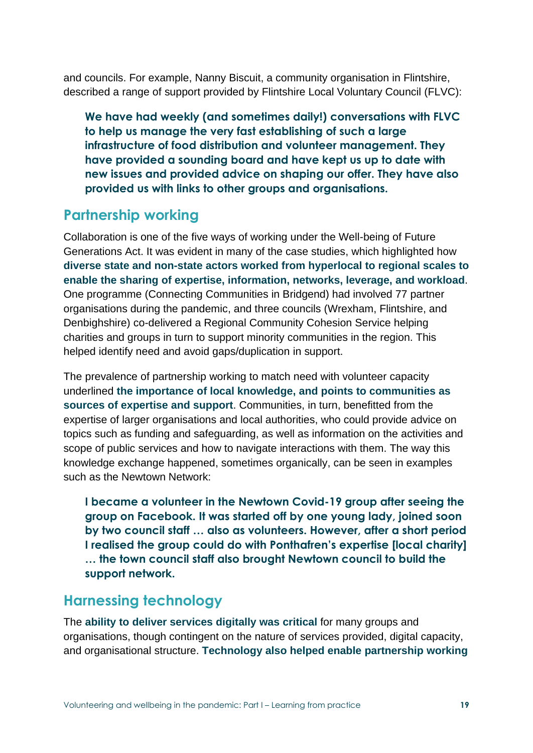and councils. For example, Nanny Biscuit, a community organisation in Flintshire, described a range of support provided by Flintshire Local Voluntary Council (FLVC):

> **We have had weekly (and sometimes daily!) conversations with FLVC to help us manage the very fast establishing of such a large infrastructure of food distribution and volunteer management. They have provided a sounding board and have kept us up to date with new issues and provided advice on shaping our offer. They have also provided us with links to other groups and organisations.**

## Partnership working

Collaboration is one of the five ways of working under the Well-being of Future Generations Act. It was evident in many of the case studies, which highlighted how **diverse state and non-state actors worked from hyperlocal to regional scales to enable the sharing of expertise, information, networks, leverage, and workload**. One programme (Connecting Communities in Bridgend) had involved 77 partner organisations during the pandemic, and three councils (Wrexham, Flintshire, and Denbighshire) co-delivered a Regional Community Cohesion Service helping charities and groups in turn to support minority communities in the region. This helped identify need and avoid gaps/duplication in support.

The prevalence of partnership working to match need with volunteer capacity underlined **the importance of local knowledge, and points to communities as sources of expertise and support**. Communities, in turn, benefitted from the expertise of larger organisations and local authorities, who could provide advice on topics such as funding and safeguarding, as well as information on the activities and scope of public services and how to navigate interactions with them. The way this knowledge exchange happened, sometimes organically, can be seen in examples such as the Newtown Network:

> **I became a volunteer in the Newtown Covid-19 group after seeing the group on Facebook. It was started off by one young lady, joined soon by two council staff … also as volunteers. However, after a short period I realised the group could do with Ponthafren's expertise [local charity] … the town council staff also brought Newtown council to build the support network.**

## Harnessing technology

The **ability to deliver services digitally was critical** for many groups and organisations, though contingent on the nature of services provided, digital capacity, and organisational structure. **Technology also helped enable partnership working**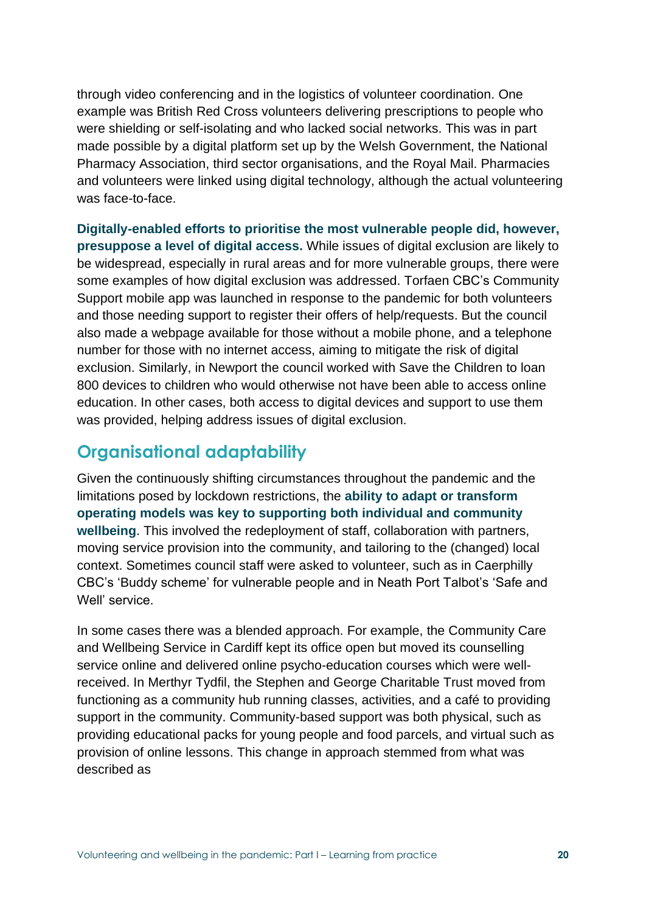through video conferencing and in the logistics of volunteer coordination. One example was British Red Cross volunteers delivering prescriptions to people who were shielding or self-isolating and who lacked social networks. This was in part made possible by a digital platform set up by the Welsh Government, the National Pharmacy Association, third sector organisations, and the Royal Mail. Pharmacies and volunteers were linked using digital technology, although the actual volunteering was face-to-face.

**Digitally-enabled efforts to prioritise the most vulnerable people did, however, presuppose a level of digital access.** While issues of digital exclusion are likely to be widespread, especially in rural areas and for more vulnerable groups, there were some examples of how digital exclusion was addressed. Torfaen CBC's Community Support mobile app was launched in response to the pandemic for both volunteers and those needing support to register their offers of help/requests. But the council also made a webpage available for those without a mobile phone, and a telephone number for those with no internet access, aiming to mitigate the risk of digital exclusion. Similarly, in Newport the council worked with Save the Children to loan 800 devices to children who would otherwise not have been able to access online education. In other cases, both access to digital devices and support to use them was provided, helping address issues of digital exclusion.

## Organisational adaptability

Given the continuously shifting circumstances throughout the pandemic and the limitations posed by lockdown restrictions, the **ability to adapt or transform operating models was key to supporting both individual and community wellbeing**. This involved the redeployment of staff, collaboration with partners, moving service provision into the community, and tailoring to the (changed) local context. Sometimes council staff were asked to volunteer, such as in Caerphilly CBC's 'Buddy scheme' for vulnerable people and in Neath Port Talbot's 'Safe and Well' service.

In some cases there was a blended approach. For example, the Community Care and Wellbeing Service in Cardiff kept its office open but moved its counselling service online and delivered online psycho-education courses which were well-received. In Merthyr Tydfil, the Stephen and George Charitable Trust moved from functioning as a community hub running classes, activities, and a café to providing support in the community. Community-based support was both physical, such as providing educational packs for young people and food parcels, and virtual such as provision of online lessons. This change in approach stemmed from what was described as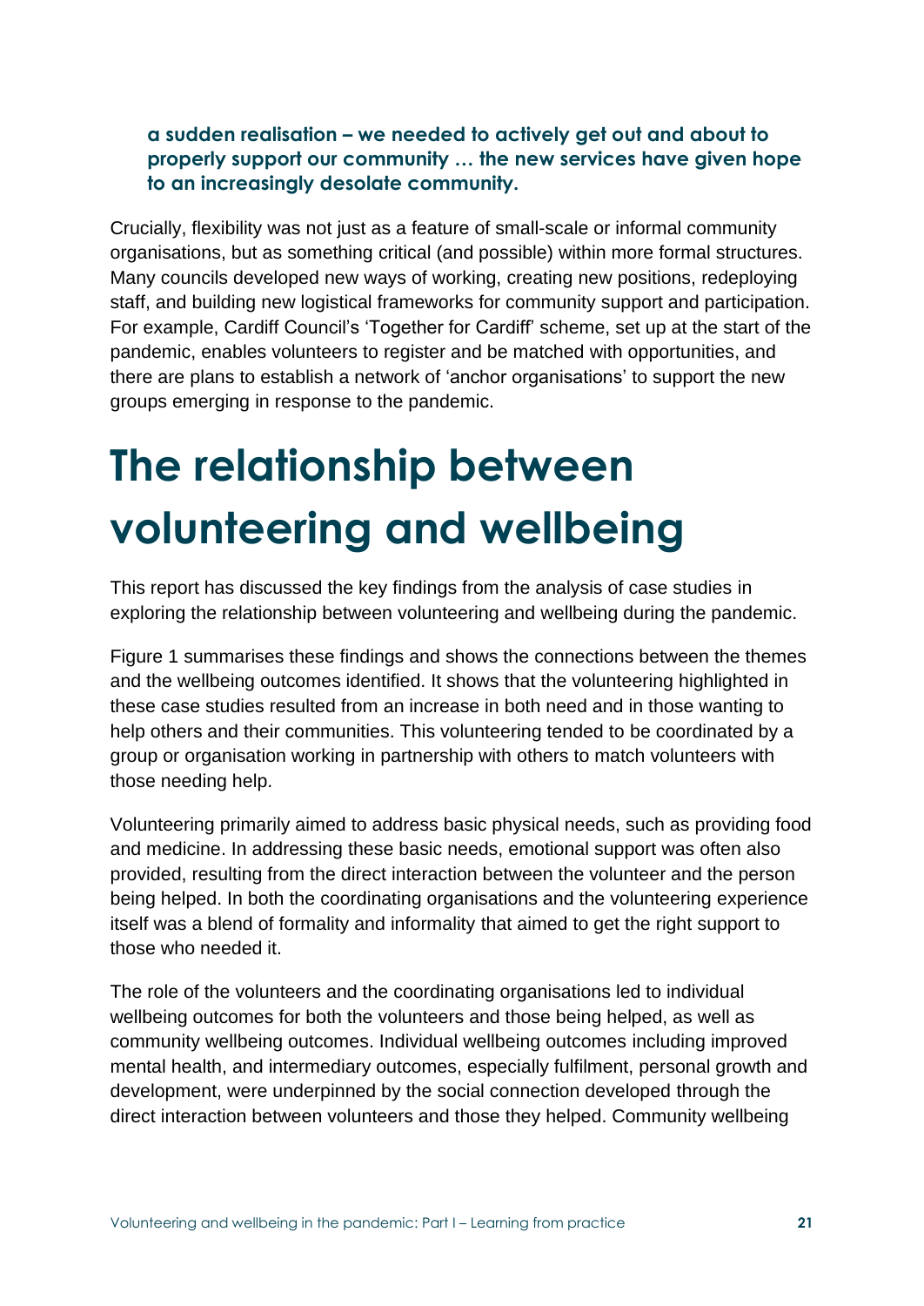**a sudden realisation – we needed to actively get out and about to properly support our community … the new services have given hope to an increasingly desolate community.**

Crucially, flexibility was not just as a feature of small-scale or informal community organisations, but as something critical (and possible) within more formal structures. Many councils developed new ways of working, creating new positions, redeploying staff, and building new logistical frameworks for community support and participation. For example, Cardiff Council's 'Together for Cardiff' scheme, set up at the start of the pandemic, enables volunteers to register and be matched with opportunities, and there are plans to establish a network of 'anchor organisations' to support the new groups emerging in response to the pandemic.

# The relationship between volunteering and wellbeing

This report has discussed the key findings from the analysis of case studies in exploring the relationship between volunteering and wellbeing during the pandemic.

Figure 1 summarises these findings and shows the connections between the themes and the wellbeing outcomes identified. It shows that the volunteering highlighted in these case studies resulted from an increase in both need and in those wanting to help others and their communities. This volunteering tended to be coordinated by a group or organisation working in partnership with others to match volunteers with those needing help.

Volunteering primarily aimed to address basic physical needs, such as providing food and medicine. In addressing these basic needs, emotional support was often also provided, resulting from the direct interaction between the volunteer and the person being helped. In both the coordinating organisations and the volunteering experience itself was a blend of formality and informality that aimed to get the right support to those who needed it.

The role of the volunteers and the coordinating organisations led to individual wellbeing outcomes for both the volunteers and those being helped, as well as community wellbeing outcomes. Individual wellbeing outcomes including improved mental health, and intermediary outcomes, especially fulfilment, personal growth and development, were underpinned by the social connection developed through the direct interaction between volunteers and those they helped. Community wellbeing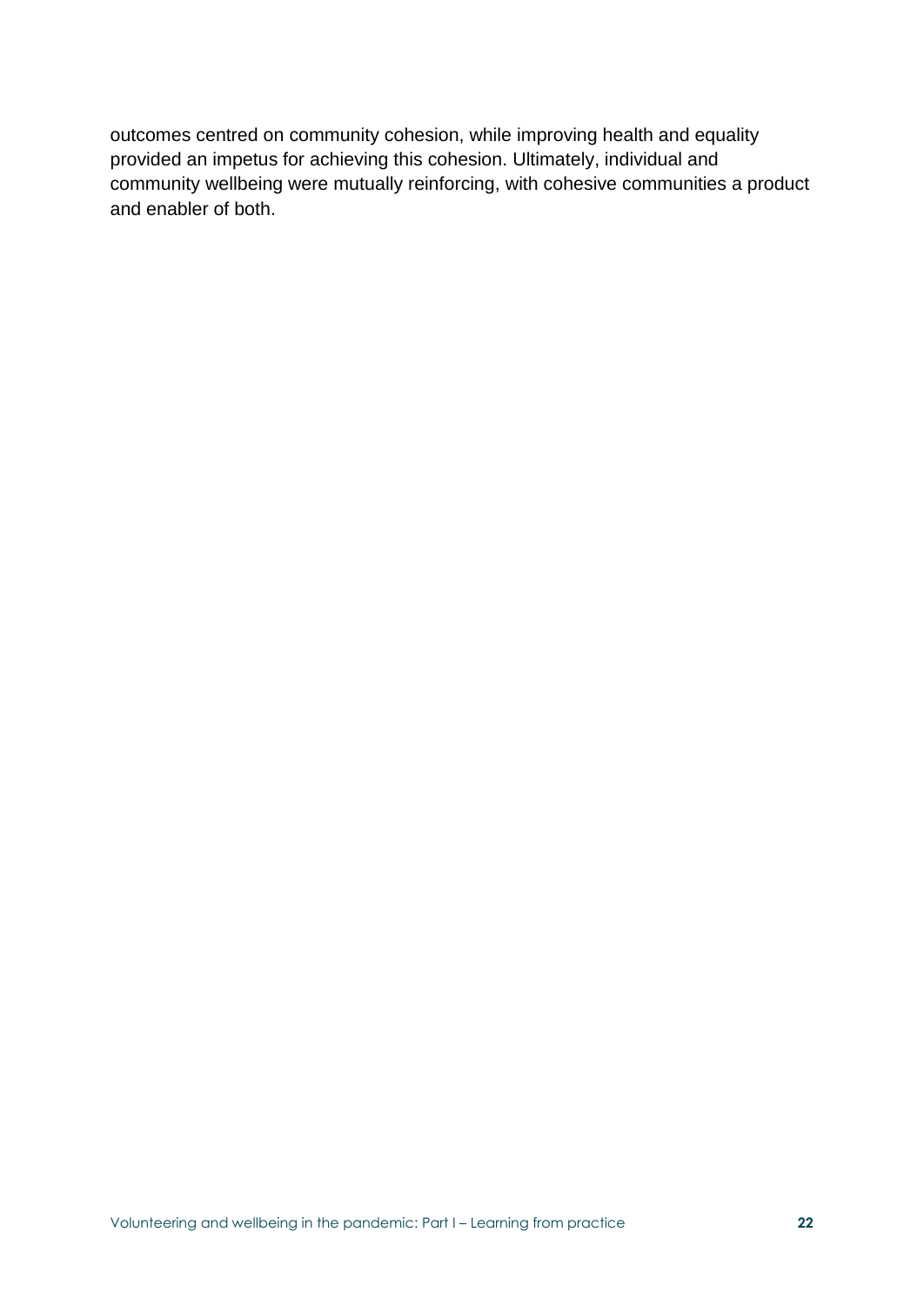outcomes centred on community cohesion, while improving health and equality provided an impetus for achieving this cohesion. Ultimately, individual and community wellbeing were mutually reinforcing, with cohesive communities a product and enabler of both.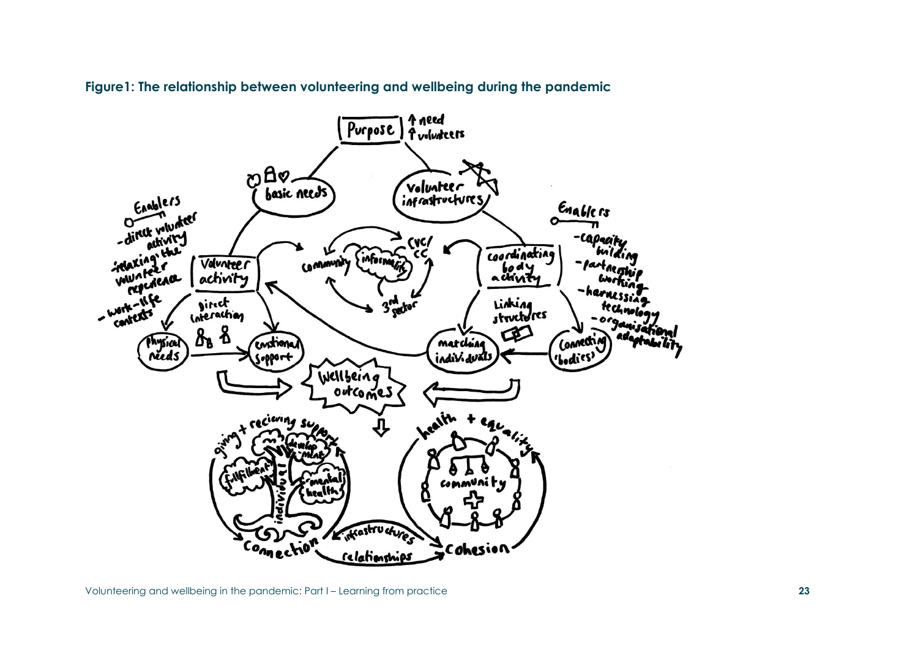**Figure1: The relationship between volunteering and wellbeing during the pandemic**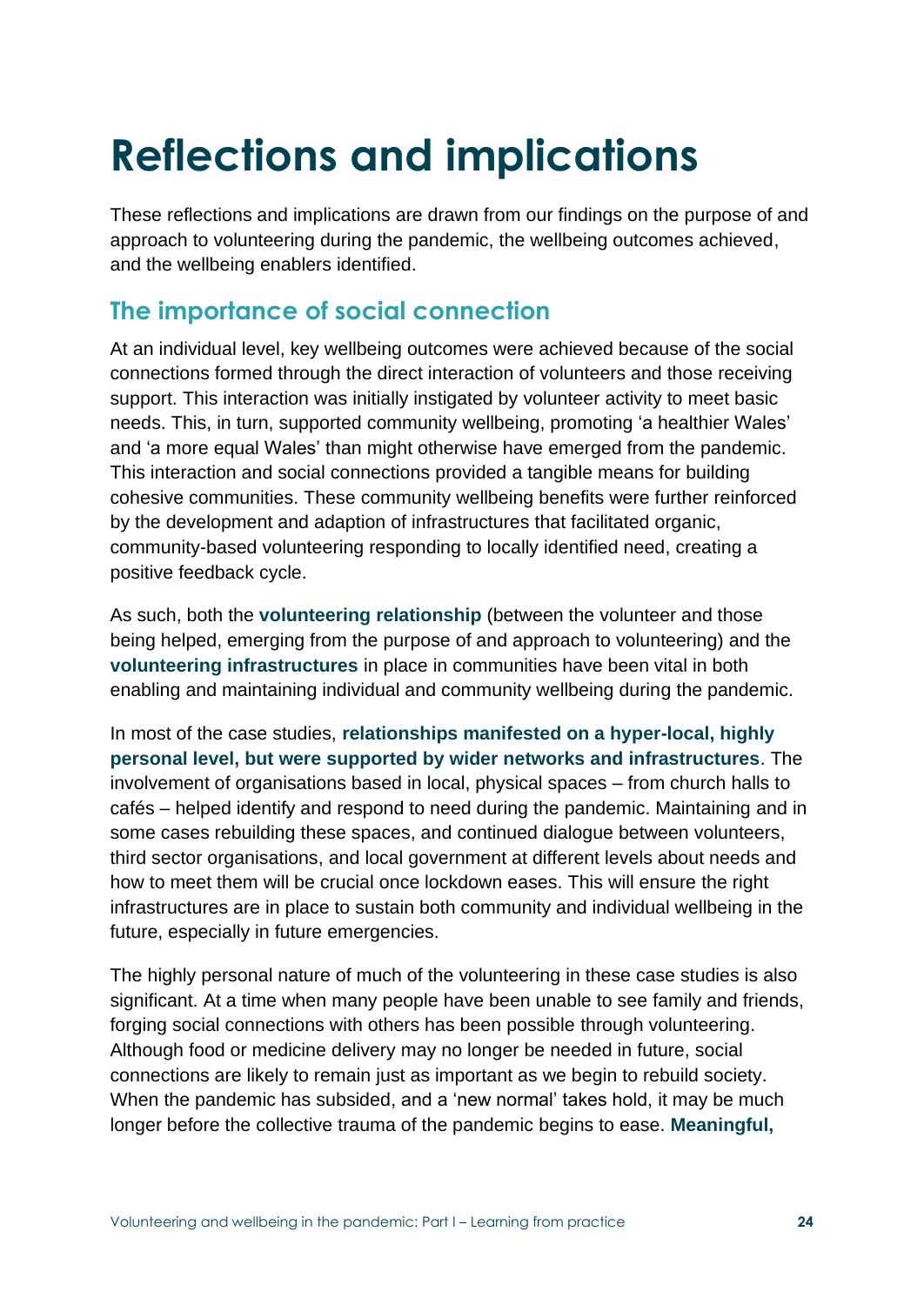# Reflections and implications

These reflections and implications are drawn from our findings on the purpose of and approach to volunteering during the pandemic, the wellbeing outcomes achieved, and the wellbeing enablers identified.

## The importance of social connection

At an individual level, key wellbeing outcomes were achieved because of the social connections formed through the direct interaction of volunteers and those receiving support. This interaction was initially instigated by volunteer activity to meet basic needs. This, in turn, supported community wellbeing, promoting 'a healthier Wales' and 'a more equal Wales' than might otherwise have emerged from the pandemic. This interaction and social connections provided a tangible means for building cohesive communities. These community wellbeing benefits were further reinforced by the development and adaption of infrastructures that facilitated organic, community-based volunteering responding to locally identified need, creating a positive feedback cycle.

As such, both the **volunteering relationship** (between the volunteer and those being helped, emerging from the purpose of and approach to volunteering) and the **volunteering infrastructures** in place in communities have been vital in both enabling and maintaining individual and community wellbeing during the pandemic.

In most of the case studies, **relationships manifested on a hyper-local, highly personal level, but were supported by wider networks and infrastructures**. The involvement of organisations based in local, physical spaces – from church halls to cafés – helped identify and respond to need during the pandemic. Maintaining and in some cases rebuilding these spaces, and continued dialogue between volunteers, third sector organisations, and local government at different levels about needs and how to meet them will be crucial once lockdown eases. This will ensure the right infrastructures are in place to sustain both community and individual wellbeing in the future, especially in future emergencies.

The highly personal nature of much of the volunteering in these case studies is also significant. At a time when many people have been unable to see family and friends, forging social connections with others has been possible through volunteering. Although food or medicine delivery may no longer be needed in future, social connections are likely to remain just as important as we begin to rebuild society. When the pandemic has subsided, and a 'new normal' takes hold, it may be much longer before the collective trauma of the pandemic begins to ease. **Meaningful,**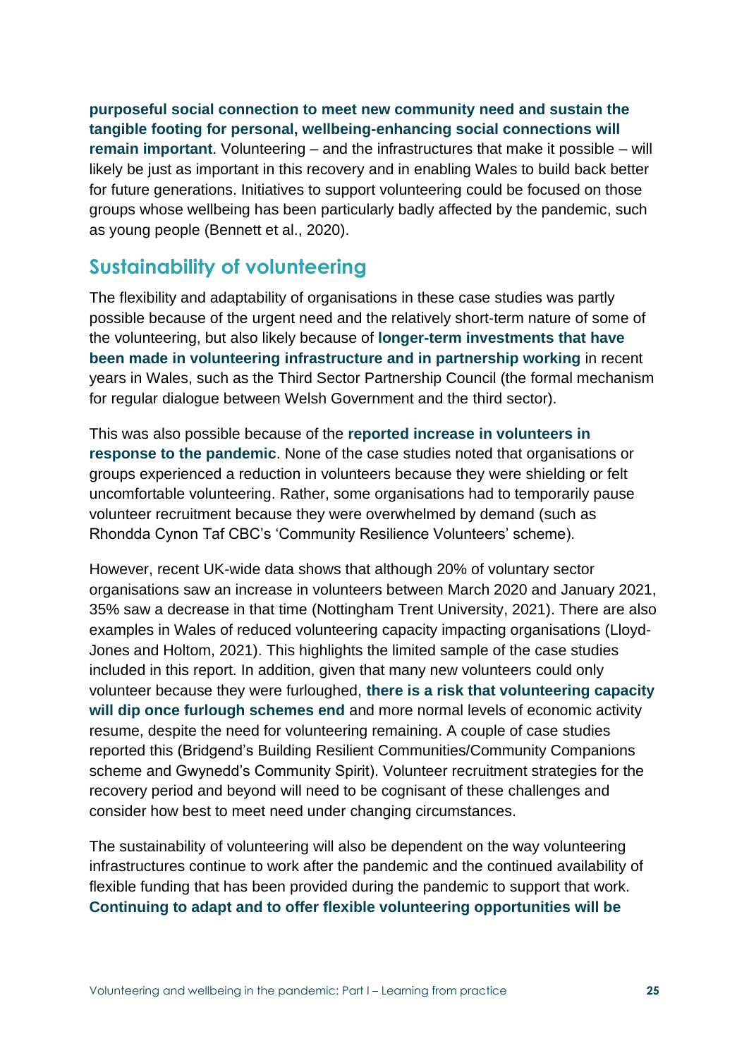**purposeful social connection to meet new community need and sustain the tangible footing for personal, wellbeing-enhancing social connections will remain important**. Volunteering – and the infrastructures that make it possible – will likely be just as important in this recovery and in enabling Wales to build back better for future generations. Initiatives to support volunteering could be focused on those groups whose wellbeing has been particularly badly affected by the pandemic, such as young people (Bennett et al., 2020).

## Sustainability of volunteering

The flexibility and adaptability of organisations in these case studies was partly possible because of the urgent need and the relatively short-term nature of some of the volunteering, but also likely because of **longer-term investments that have been made in volunteering infrastructure and in partnership working** in recent years in Wales, such as the Third Sector Partnership Council (the formal mechanism for regular dialogue between Welsh Government and the third sector).

This was also possible because of the **reported increase in volunteers in response to the pandemic**. None of the case studies noted that organisations or groups experienced a reduction in volunteers because they were shielding or felt uncomfortable volunteering. Rather, some organisations had to temporarily pause volunteer recruitment because they were overwhelmed by demand (such as Rhondda Cynon Taf CBC's 'Community Resilience Volunteers' scheme).

However, recent UK-wide data shows that although 20% of voluntary sector organisations saw an increase in volunteers between March 2020 and January 2021, 35% saw a decrease in that time (Nottingham Trent University, 2021). There are also examples in Wales of reduced volunteering capacity impacting organisations (Lloyd-Jones and Holtom, 2021). This highlights the limited sample of the case studies included in this report. In addition, given that many new volunteers could only volunteer because they were furloughed, **there is a risk that volunteering capacity will dip once furlough schemes end** and more normal levels of economic activity resume, despite the need for volunteering remaining. A couple of case studies reported this (Bridgend's Building Resilient Communities/Community Companions scheme and Gwynedd's Community Spirit). Volunteer recruitment strategies for the recovery period and beyond will need to be cognisant of these challenges and consider how best to meet need under changing circumstances.

The sustainability of volunteering will also be dependent on the way volunteering infrastructures continue to work after the pandemic and the continued availability of flexible funding that has been provided during the pandemic to support that work. **Continuing to adapt and to offer flexible volunteering opportunities will be**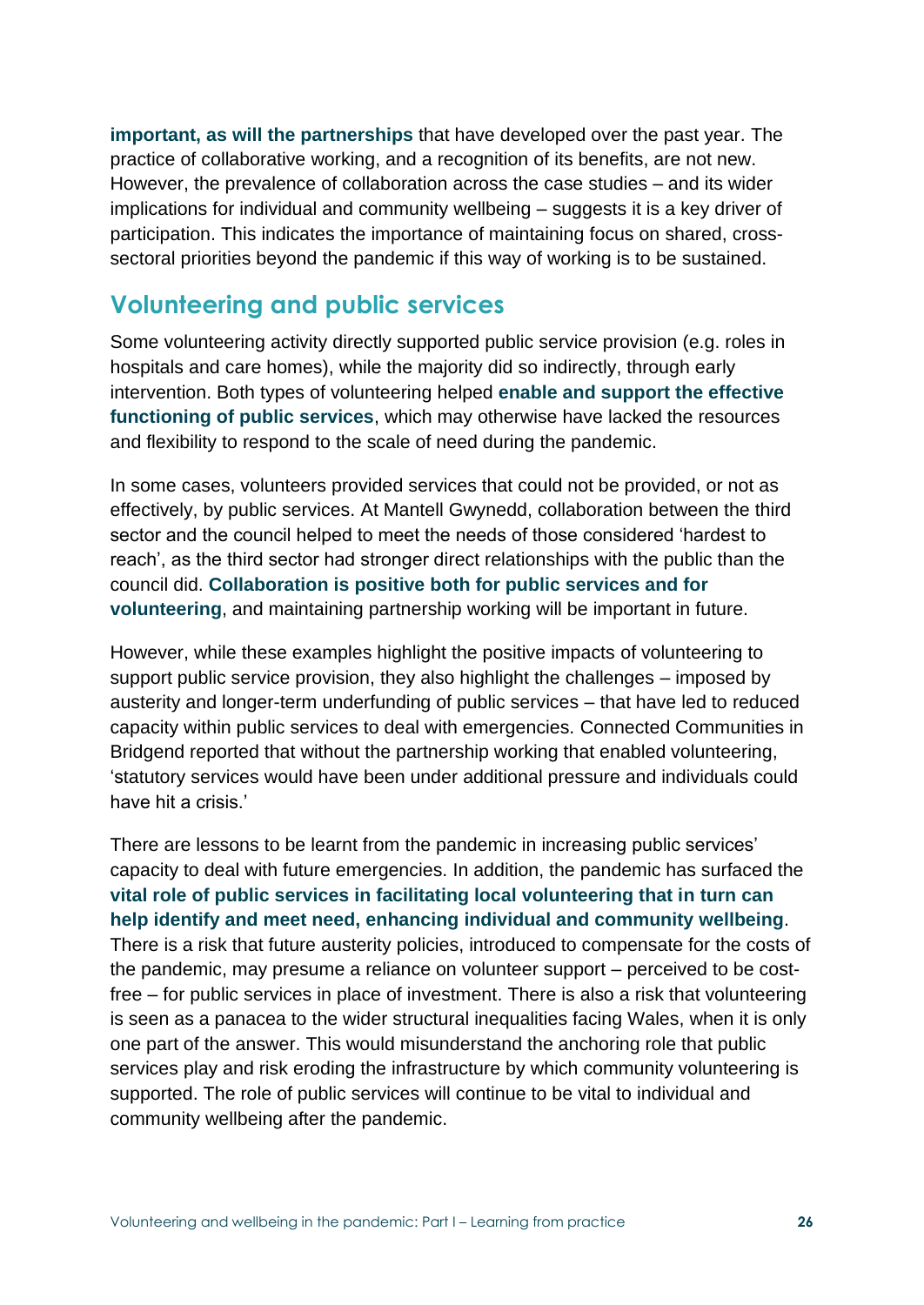**important, as will the partnerships** that have developed over the past year. The practice of collaborative working, and a recognition of its benefits, are not new. However, the prevalence of collaboration across the case studies – and its wider implications for individual and community wellbeing – suggests it is a key driver of participation. This indicates the importance of maintaining focus on shared, cross-sectoral priorities beyond the pandemic if this way of working is to be sustained.

## Volunteering and public services

Some volunteering activity directly supported public service provision (e.g. roles in hospitals and care homes), while the majority did so indirectly, through early intervention. Both types of volunteering helped **enable and support the effective functioning of public services**, which may otherwise have lacked the resources and flexibility to respond to the scale of need during the pandemic.

In some cases, volunteers provided services that could not be provided, or not as effectively, by public services. At Mantell Gwynedd, collaboration between the third sector and the council helped to meet the needs of those considered 'hardest to reach', as the third sector had stronger direct relationships with the public than the council did. **Collaboration is positive both for public services and for volunteering**, and maintaining partnership working will be important in future.

However, while these examples highlight the positive impacts of volunteering to support public service provision, they also highlight the challenges – imposed by austerity and longer-term underfunding of public services – that have led to reduced capacity within public services to deal with emergencies. Connected Communities in Bridgend reported that without the partnership working that enabled volunteering, 'statutory services would have been under additional pressure and individuals could have hit a crisis.'

There are lessons to be learnt from the pandemic in increasing public services' capacity to deal with future emergencies. In addition, the pandemic has surfaced the **vital role of public services in facilitating local volunteering that in turn can help identify and meet need, enhancing individual and community wellbeing**. There is a risk that future austerity policies, introduced to compensate for the costs of the pandemic, may presume a reliance on volunteer support – perceived to be cost-free – for public services in place of investment. There is also a risk that volunteering is seen as a panacea to the wider structural inequalities facing Wales, when it is only one part of the answer. This would misunderstand the anchoring role that public services play and risk eroding the infrastructure by which community volunteering is supported. The role of public services will continue to be vital to individual and community wellbeing after the pandemic.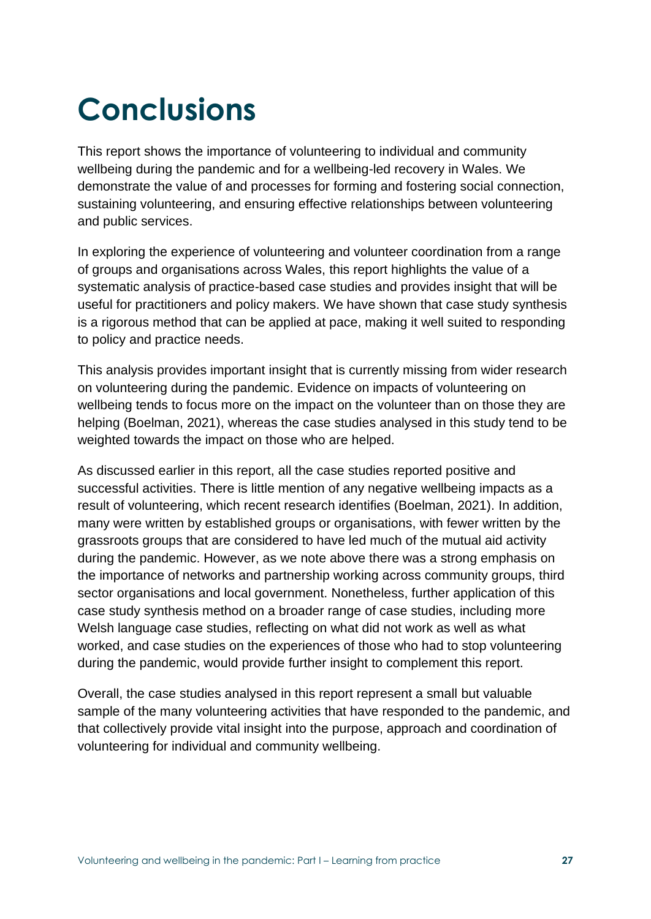# Conclusions

This report shows the importance of volunteering to individual and community wellbeing during the pandemic and for a wellbeing-led recovery in Wales. We demonstrate the value of and processes for forming and fostering social connection, sustaining volunteering, and ensuring effective relationships between volunteering and public services.

In exploring the experience of volunteering and volunteer coordination from a range of groups and organisations across Wales, this report highlights the value of a systematic analysis of practice-based case studies and provides insight that will be useful for practitioners and policy makers. We have shown that case study synthesis is a rigorous method that can be applied at pace, making it well suited to responding to policy and practice needs.

This analysis provides important insight that is currently missing from wider research on volunteering during the pandemic. Evidence on impacts of volunteering on wellbeing tends to focus more on the impact on the volunteer than on those they are helping (Boelman, 2021), whereas the case studies analysed in this study tend to be weighted towards the impact on those who are helped.

As discussed earlier in this report, all the case studies reported positive and successful activities. There is little mention of any negative wellbeing impacts as a result of volunteering, which recent research identifies (Boelman, 2021). In addition, many were written by established groups or organisations, with fewer written by the grassroots groups that are considered to have led much of the mutual aid activity during the pandemic. However, as we note above there was a strong emphasis on the importance of networks and partnership working across community groups, third sector organisations and local government. Nonetheless, further application of this case study synthesis method on a broader range of case studies, including more Welsh language case studies, reflecting on what did not work as well as what worked, and case studies on the experiences of those who had to stop volunteering during the pandemic, would provide further insight to complement this report.

Overall, the case studies analysed in this report represent a small but valuable sample of the many volunteering activities that have responded to the pandemic, and that collectively provide vital insight into the purpose, approach and coordination of volunteering for individual and community wellbeing.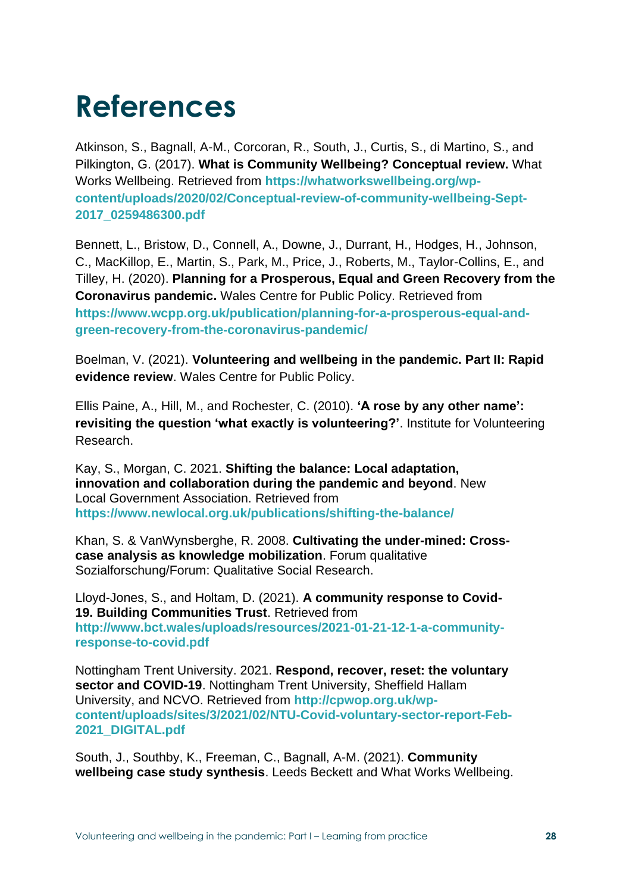# References

Atkinson, S., Bagnall, A-M., Corcoran, R., South, J., Curtis, S., di Martino, S., and Pilkington, G. (2017). **What is Community Wellbeing? Conceptual review.** What Works Wellbeing. Retrieved from **https://whatworkswellbeing.org/wp-content/uploads/2020/02/Conceptual-review-of-community-wellbeing-Sept-2017_0259486300.pdf**

Bennett, L., Bristow, D., Connell, A., Downe, J., Durrant, H., Hodges, H., Johnson, C., MacKillop, E., Martin, S., Park, M., Price, J., Roberts, M., Taylor-Collins, E., and Tilley, H. (2020). **Planning for a Prosperous, Equal and Green Recovery from the Coronavirus pandemic.** Wales Centre for Public Policy. Retrieved from **https://www.wcpp.org.uk/publication/planning-for-a-prosperous-equal-and-green-recovery-from-the-coronavirus-pandemic/**

Boelman, V. (2021). **Volunteering and wellbeing in the pandemic. Part II: Rapid evidence review**. Wales Centre for Public Policy.

Ellis Paine, A., Hill, M., and Rochester, C. (2010). **'A rose by any other name': revisiting the question 'what exactly is volunteering?'**. Institute for Volunteering Research.

Kay, S., Morgan, C. 2021. **Shifting the balance: Local adaptation, innovation and collaboration during the pandemic and beyond**. New Local Government Association. Retrieved from **https://www.newlocal.org.uk/publications/shifting-the-balance/**

Khan, S. & VanWynsberghe, R. 2008. **Cultivating the under-mined: Cross-case analysis as knowledge mobilization**. Forum qualitative Sozialforschung/Forum: Qualitative Social Research.

Lloyd-Jones, S., and Holtam, D. (2021). **A community response to Covid-19. Building Communities Trust**. Retrieved from **http://www.bct.wales/uploads/resources/2021-01-21-12-1-a-community-response-to-covid.pdf**

Nottingham Trent University. 2021. **Respond, recover, reset: the voluntary sector and COVID-19**. Nottingham Trent University, Sheffield Hallam University, and NCVO. Retrieved from **http://cpwop.org.uk/wp-content/uploads/sites/3/2021/02/NTU-Covid-voluntary-sector-report-Feb-2021_DIGITAL.pdf**

South, J., Southby, K., Freeman, C., Bagnall, A-M. (2021). **Community wellbeing case study synthesis**. Leeds Beckett and What Works Wellbeing.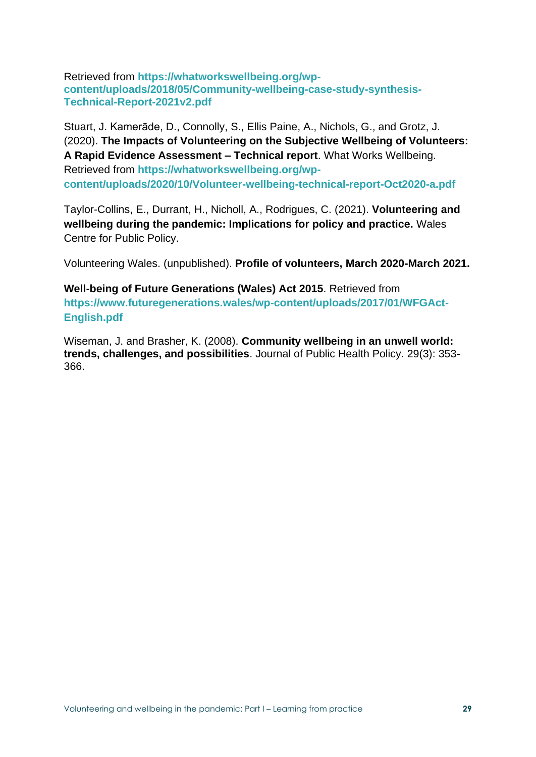Retrieved from https://whatworkswellbeing.org/wp-content/uploads/2018/05/Community-wellbeing-case-study-synthesis-Technical-Report-2021v2.pdf

Stuart, J. Kamerāde, D., Connolly, S., Ellis Paine, A., Nichols, G., and Grotz, J. (2020). **The Impacts of Volunteering on the Subjective Wellbeing of Volunteers: A Rapid Evidence Assessment – Technical report**. What Works Wellbeing. Retrieved from https://whatworkswellbeing.org/wp-content/uploads/2020/10/Volunteer-wellbeing-technical-report-Oct2020-a.pdf

Taylor-Collins, E., Durrant, H., Nicholl, A., Rodrigues, C. (2021). **Volunteering and wellbeing during the pandemic: Implications for policy and practice.** Wales Centre for Public Policy.

Volunteering Wales. (unpublished). **Profile of volunteers, March 2020-March 2021.**

**Well-being of Future Generations (Wales) Act 2015**. Retrieved from https://www.futuregenerations.wales/wp-content/uploads/2017/01/WFGAct-English.pdf

Wiseman, J. and Brasher, K. (2008). **Community wellbeing in an unwell world: trends, challenges, and possibilities**. Journal of Public Health Policy. 29(3): 353-366.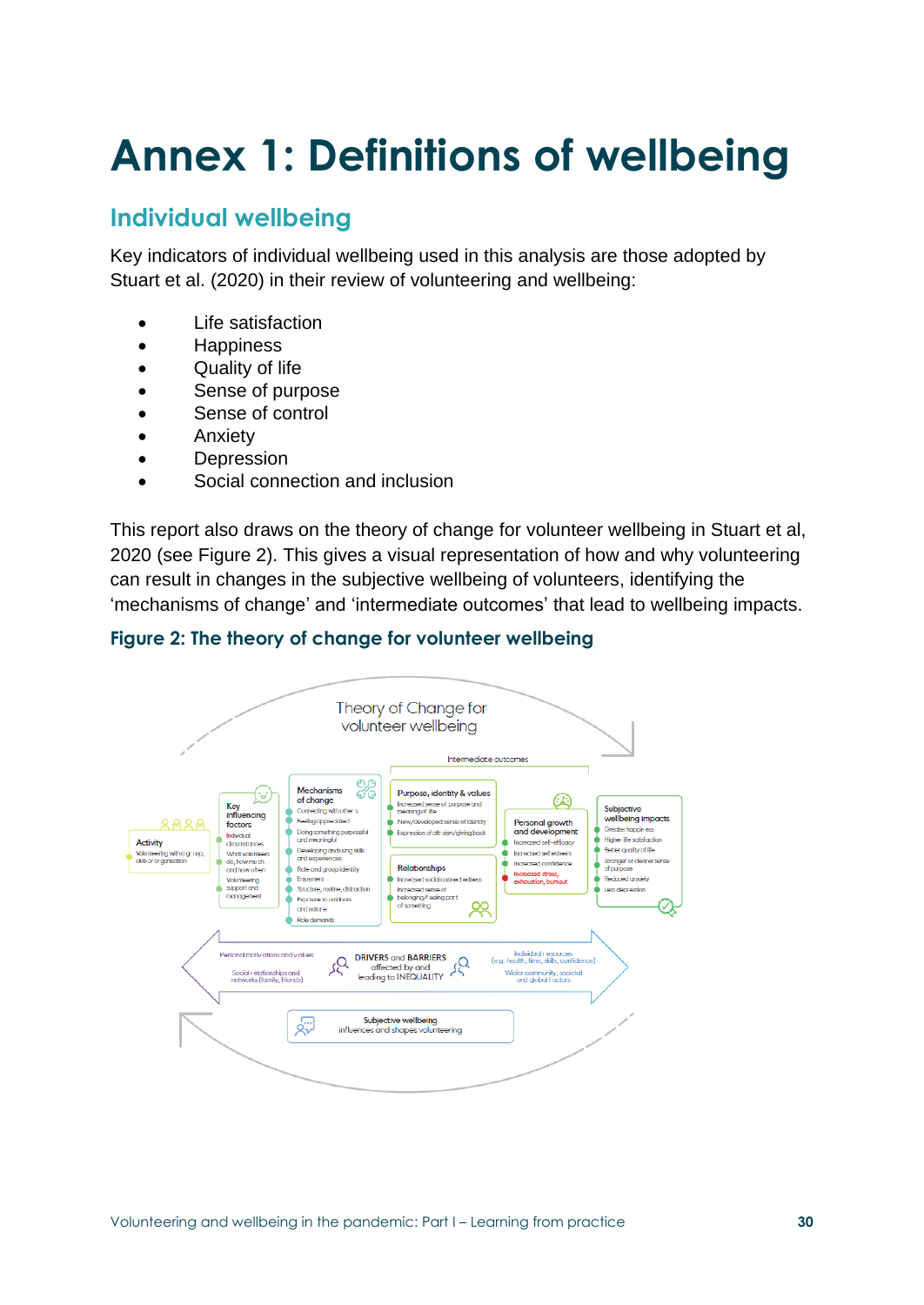# Annex 1: Definitions of wellbeing

## Individual wellbeing

Key indicators of individual wellbeing used in this analysis are those adopted by Stuart et al. (2020) in their review of volunteering and wellbeing:

- Life satisfaction
- Happiness
- Quality of life
- Sense of purpose
- Sense of control
- Anxiety
- Depression
- Social connection and inclusion

This report also draws on the theory of change for volunteer wellbeing in Stuart et al, 2020 (see Figure 2). This gives a visual representation of how and why volunteering can result in changes in the subjective wellbeing of volunteers, identifying the 'mechanisms of change' and 'intermediate outcomes' that lead to wellbeing impacts.

### Figure 2: The theory of change for volunteer wellbeing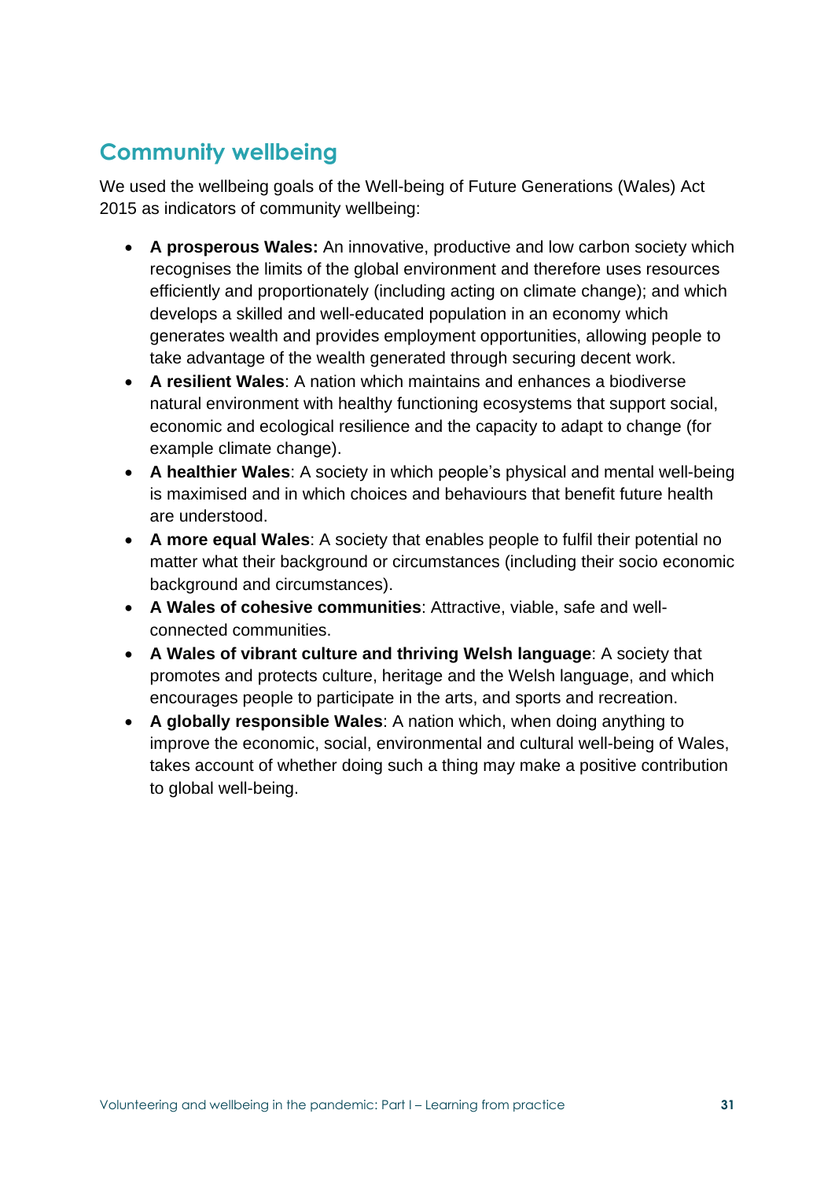## Community wellbeing

We used the wellbeing goals of the Well-being of Future Generations (Wales) Act 2015 as indicators of community wellbeing:

- **A prosperous Wales:** An innovative, productive and low carbon society which recognises the limits of the global environment and therefore uses resources efficiently and proportionately (including acting on climate change); and which develops a skilled and well-educated population in an economy which generates wealth and provides employment opportunities, allowing people to take advantage of the wealth generated through securing decent work.
- **A resilient Wales**: A nation which maintains and enhances a biodiverse natural environment with healthy functioning ecosystems that support social, economic and ecological resilience and the capacity to adapt to change (for example climate change).
- **A healthier Wales**: A society in which people's physical and mental well-being is maximised and in which choices and behaviours that benefit future health are understood.
- **A more equal Wales**: A society that enables people to fulfil their potential no matter what their background or circumstances (including their socio economic background and circumstances).
- **A Wales of cohesive communities**: Attractive, viable, safe and well-connected communities.
- **A Wales of vibrant culture and thriving Welsh language**: A society that promotes and protects culture, heritage and the Welsh language, and which encourages people to participate in the arts, and sports and recreation.
- **A globally responsible Wales**: A nation which, when doing anything to improve the economic, social, environmental and cultural well-being of Wales, takes account of whether doing such a thing may make a positive contribution to global well-being.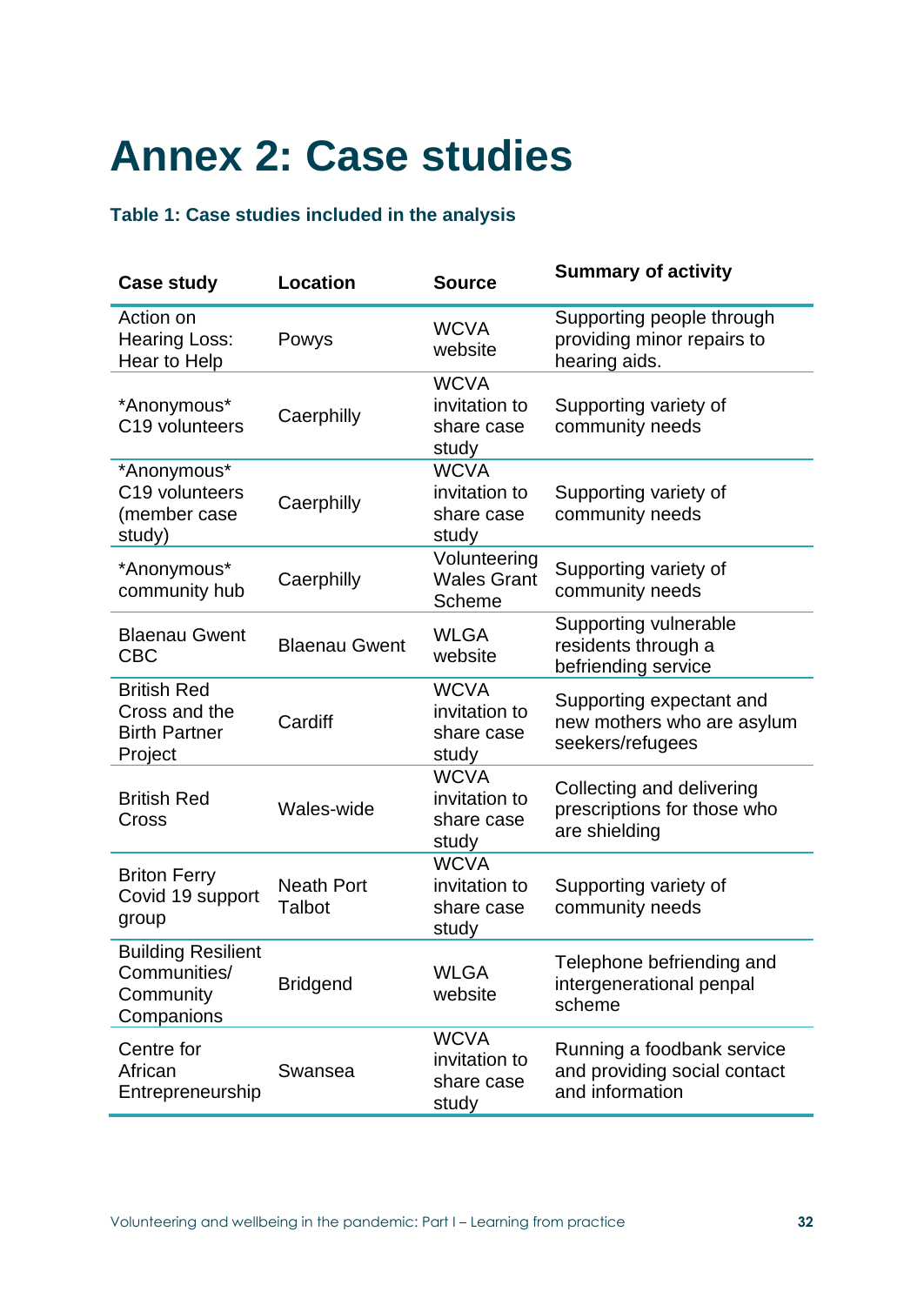# Annex 2: Case studies

### Table 1: Case studies included in the analysis

| Case study | Location | Source | Summary of activity |
|---|---|---|---|
| Action on Hearing Loss: Hear to Help | Powys | WCVA website | Supporting people through providing minor repairs to hearing aids. |
| *Anonymous* C19 volunteers | Caerphilly | WCVA invitation to share case study | Supporting variety of community needs |
| *Anonymous* C19 volunteers (member case study) | Caerphilly | WCVA invitation to share case study | Supporting variety of community needs |
| *Anonymous* community hub | Caerphilly | Volunteering Wales Grant Scheme | Supporting variety of community needs |
| Blaenau Gwent CBC | Blaenau Gwent | WLGA website | Supporting vulnerable residents through a befriending service |
| British Red Cross and the Birth Partner Project | Cardiff | WCVA invitation to share case study | Supporting expectant and new mothers who are asylum seekers/refugees |
| British Red Cross | Wales-wide | WCVA invitation to share case study | Collecting and delivering prescriptions for those who are shielding |
| Briton Ferry Covid 19 support group | Neath Port Talbot | WCVA invitation to share case study | Supporting variety of community needs |
| Building Resilient Communities/ Community Companions | Bridgend | WLGA website | Telephone befriending and intergenerational penpal scheme |
| Centre for African Entrepreneurship | Swansea | WCVA invitation to share case study | Running a foodbank service and providing social contact and information |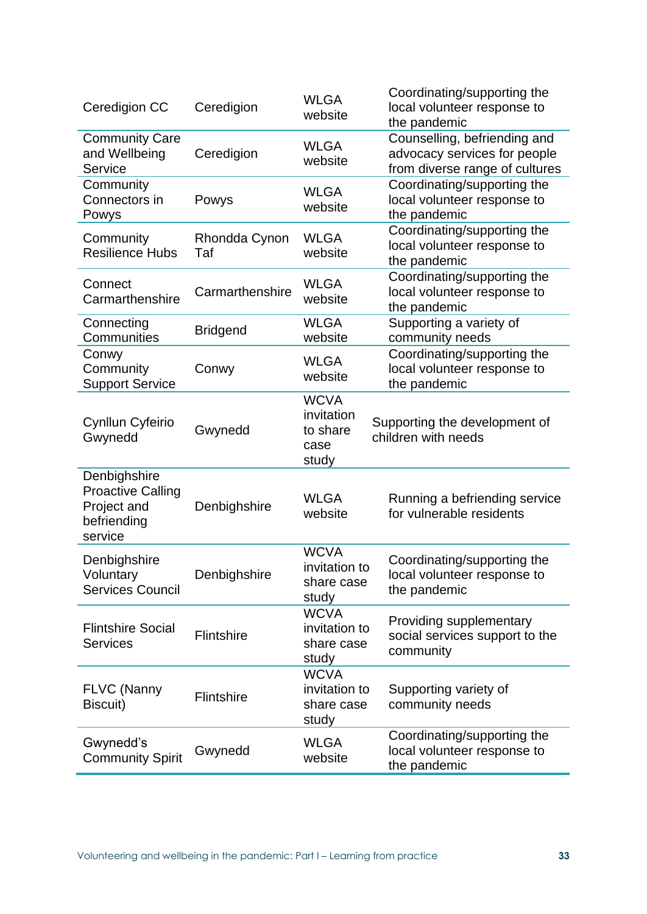| | | | |
|---|---|---|---|
| Ceredigion CC | Ceredigion | WLGA website | Coordinating/supporting the local volunteer response to the pandemic |
| Community Care and Wellbeing Service | Ceredigion | WLGA website | Counselling, befriending and advocacy services for people from diverse range of cultures |
| Community Connectors in Powys | Powys | WLGA website | Coordinating/supporting the local volunteer response to the pandemic |
| Community Resilience Hubs | Rhondda Cynon Taf | WLGA website | Coordinating/supporting the local volunteer response to the pandemic |
| Connect Carmarthenshire | Carmarthenshire | WLGA website | Coordinating/supporting the local volunteer response to the pandemic |
| Connecting Communities | Bridgend | WLGA website | Supporting a variety of community needs |
| Conwy Community Support Service | Conwy | WLGA website | Coordinating/supporting the local volunteer response to the pandemic |
| Cynllun Cyfeirio Gwynedd | Gwynedd | WCVA invitation to share case study | Supporting the development of children with needs |
| Denbighshire Proactive Calling Project and befriending service | Denbighshire | WLGA website | Running a befriending service for vulnerable residents |
| Denbighshire Voluntary Services Council | Denbighshire | WCVA invitation to share case study | Coordinating/supporting the local volunteer response to the pandemic |
| Flintshire Social Services | Flintshire | WCVA invitation to share case study | Providing supplementary social services support to the community |
| FLVC (Nanny Biscuit) | Flintshire | WCVA invitation to share case study | Supporting variety of community needs |
| Gwynedd's Community Spirit | Gwynedd | WLGA website | Coordinating/supporting the local volunteer response to the pandemic |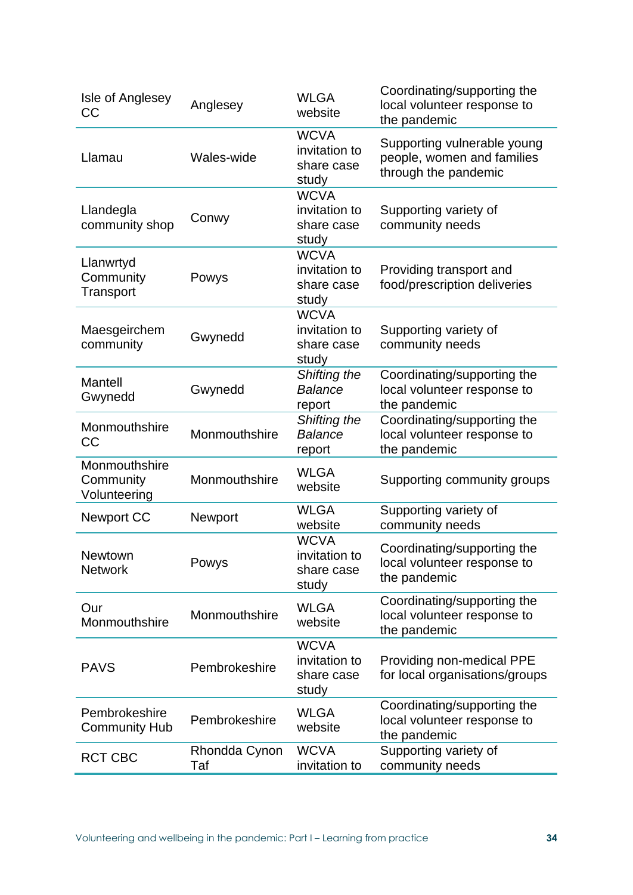| | | | |
|---|---|---|---|
| Isle of Anglesey CC | Anglesey | WLGA website | Coordinating/supporting the local volunteer response to the pandemic |
| Llamau | Wales-wide | WCVA invitation to share case study | Supporting vulnerable young people, women and families through the pandemic |
| Llandegla community shop | Conwy | WCVA invitation to share case study | Supporting variety of community needs |
| Llanwrtyd Community Transport | Powys | WCVA invitation to share case study | Providing transport and food/prescription deliveries |
| Maesgeirchem community | Gwynedd | WCVA invitation to share case study | Supporting variety of community needs |
| Mantell Gwynedd | Gwynedd | *Shifting the Balance* report | Coordinating/supporting the local volunteer response to the pandemic |
| Monmouthshire CC | Monmouthshire | *Shifting the Balance* report | Coordinating/supporting the local volunteer response to the pandemic |
| Monmouthshire Community Volunteering | Monmouthshire | WLGA website | Supporting community groups |
| Newport CC | Newport | WLGA website | Supporting variety of community needs |
| Newtown Network | Powys | WCVA invitation to share case study | Coordinating/supporting the local volunteer response to the pandemic |
| Our Monmouthshire | Monmouthshire | WLGA website | Coordinating/supporting the local volunteer response to the pandemic |
| PAVS | Pembrokeshire | WCVA invitation to share case study | Providing non-medical PPE for local organisations/groups |
| Pembrokeshire Community Hub | Pembrokeshire | WLGA website | Coordinating/supporting the local volunteer response to the pandemic |
| RCT CBC | Rhondda Cynon Taf | WCVA invitation to | Supporting variety of community needs |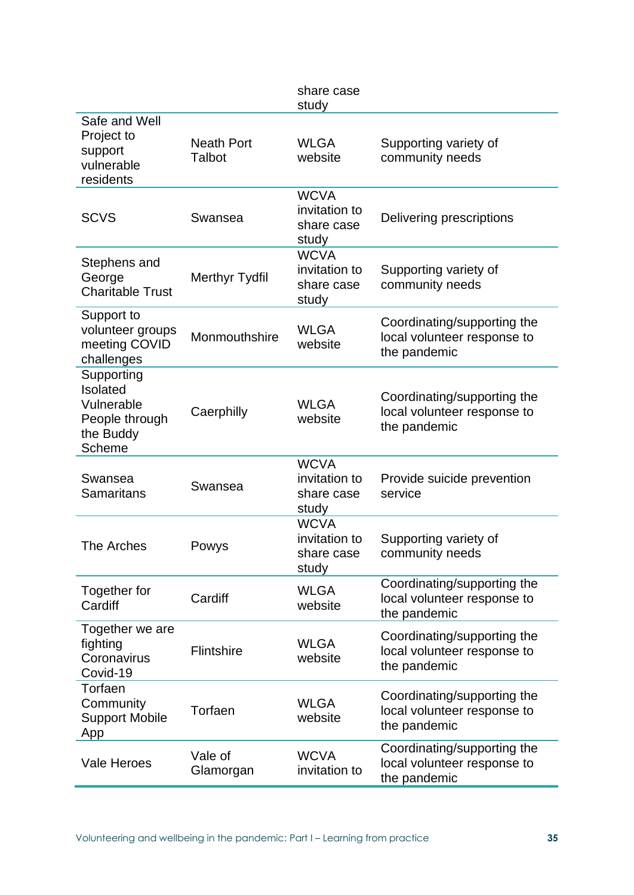| | | share case study | |
|---|---|---|---|
| Safe and Well Project to support vulnerable residents | Neath Port Talbot | WLGA website | Supporting variety of community needs |
| SCVS | Swansea | WCVA invitation to share case study | Delivering prescriptions |
| Stephens and George Charitable Trust | Merthyr Tydfil | WCVA invitation to share case study | Supporting variety of community needs |
| Support to volunteer groups meeting COVID challenges | Monmouthshire | WLGA website | Coordinating/supporting the local volunteer response to the pandemic |
| Supporting Isolated Vulnerable People through the Buddy Scheme | Caerphilly | WLGA website | Coordinating/supporting the local volunteer response to the pandemic |
| Swansea Samaritans | Swansea | WCVA invitation to share case study | Provide suicide prevention service |
| The Arches | Powys | WCVA invitation to share case study | Supporting variety of community needs |
| Together for Cardiff | Cardiff | WLGA website | Coordinating/supporting the local volunteer response to the pandemic |
| Together we are fighting Coronavirus Covid-19 | Flintshire | WLGA website | Coordinating/supporting the local volunteer response to the pandemic |
| Torfaen Community Support Mobile App | Torfaen | WLGA website | Coordinating/supporting the local volunteer response to the pandemic |
| Vale Heroes | Vale of Glamorgan | WCVA invitation to | Coordinating/supporting the local volunteer response to the pandemic |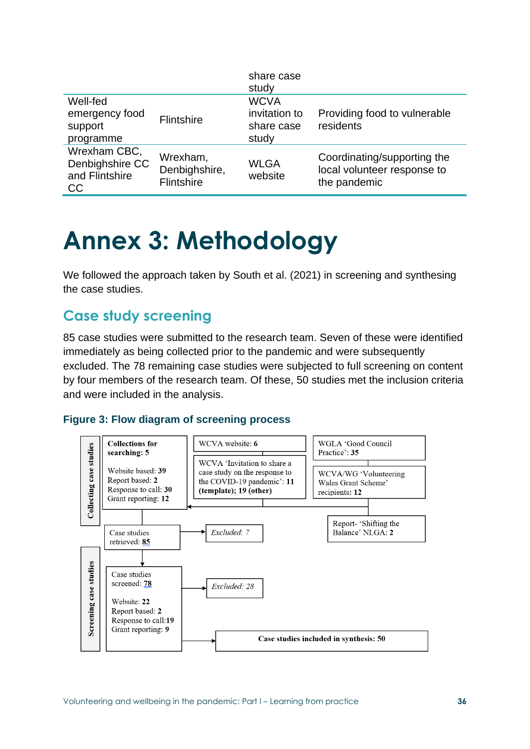| | | share case study | |
|---|---|---|---|
| Well-fed emergency food support programme | Flintshire | WCVA invitation to share case study | Providing food to vulnerable residents |
| Wrexham CBC, Denbighshire CC and Flintshire CC | Wrexham, Denbighshire, Flintshire | WLGA website | Coordinating/supporting the local volunteer response to the pandemic |

# Annex 3: Methodology

We followed the approach taken by South et al. (2021) in screening and synthesing the case studies.

## Case study screening

85 case studies were submitted to the research team. Seven of these were identified immediately as being collected prior to the pandemic and were subsequently excluded. The 78 remaining case studies were subjected to full screening on content by four members of the research team. Of these, 50 studies met the inclusion criteria and were included in the analysis.

**Figure 3: Flow diagram of screening process**

**Collecting case studies**

- **Collections for searching: 5**
  - Website based: **39**
  - Report based: **2**
  - Response to call: **30**
  - Grant reporting: **12**
- WCVA website: **6**
- WCVA 'Invitation to share a case study on the response to the COVID-19 pandemic': **11 (template); 19 (other)**
- WGLA 'Good Council Practice': **35**
- WCVA/WG 'Volunteering Wales Grant Scheme' recipients: **12**
- Report- 'Shifting the Balance' NLGA: **2**

Case studies retrieved: **85** → *Excluded: 7*

**Screening case studies**

- Case studies screened: **78** → *Excluded: 28*
  - Website: **22**
  - Report based: **2**
  - Response to call: **19**
  - Grant reporting: **9**

→ **Case studies included in synthesis: 50**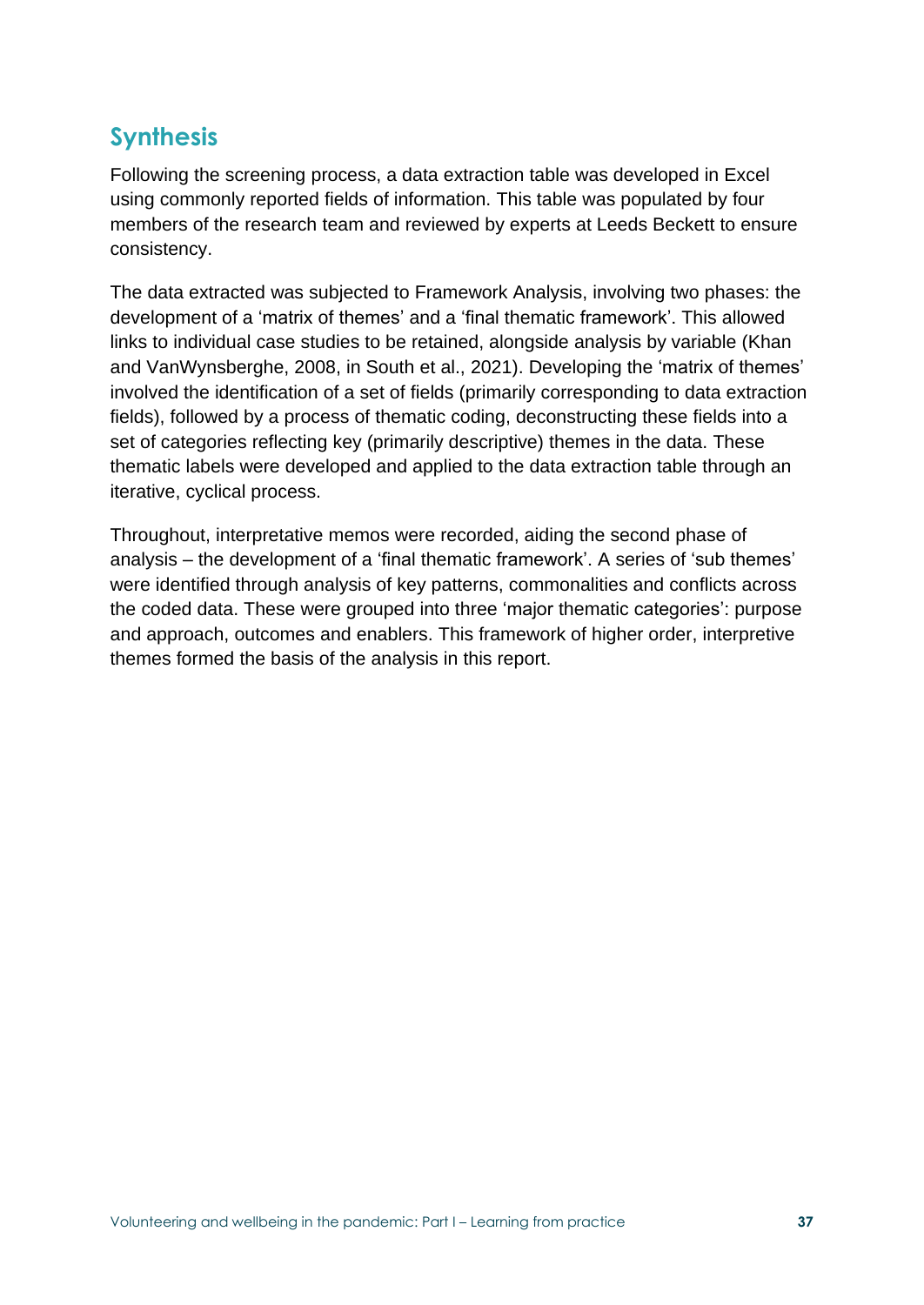## Synthesis

Following the screening process, a data extraction table was developed in Excel using commonly reported fields of information. This table was populated by four members of the research team and reviewed by experts at Leeds Beckett to ensure consistency.

The data extracted was subjected to Framework Analysis, involving two phases: the development of a 'matrix of themes' and a 'final thematic framework'. This allowed links to individual case studies to be retained, alongside analysis by variable (Khan and VanWynsberghe, 2008, in South et al., 2021). Developing the 'matrix of themes' involved the identification of a set of fields (primarily corresponding to data extraction fields), followed by a process of thematic coding, deconstructing these fields into a set of categories reflecting key (primarily descriptive) themes in the data. These thematic labels were developed and applied to the data extraction table through an iterative, cyclical process.

Throughout, interpretative memos were recorded, aiding the second phase of analysis – the development of a 'final thematic framework'. A series of 'sub themes' were identified through analysis of key patterns, commonalities and conflicts across the coded data. These were grouped into three 'major thematic categories': purpose and approach, outcomes and enablers. This framework of higher order, interpretive themes formed the basis of the analysis in this report.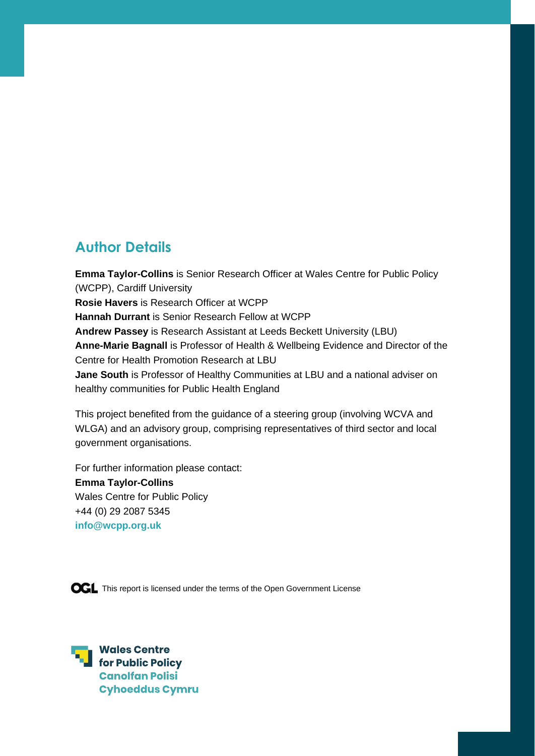## Author Details

**Emma Taylor-Collins** is Senior Research Officer at Wales Centre for Public Policy (WCPP), Cardiff University
**Rosie Havers** is Research Officer at WCPP
**Hannah Durrant** is Senior Research Fellow at WCPP
**Andrew Passey** is Research Assistant at Leeds Beckett University (LBU)
**Anne-Marie Bagnall** is Professor of Health & Wellbeing Evidence and Director of the Centre for Health Promotion Research at LBU
**Jane South** is Professor of Healthy Communities at LBU and a national adviser on healthy communities for Public Health England

This project benefited from the guidance of a steering group (involving WCVA and WLGA) and an advisory group, comprising representatives of third sector and local government organisations.

For further information please contact:
**Emma Taylor-Collins**
Wales Centre for Public Policy
+44 (0) 29 2087 5345
**info@wcpp.org.uk**

OGL This report is licensed under the terms of the Open Government License

Wales Centre for Public Policy
Canolfan Polisi Cyhoeddus Cymru